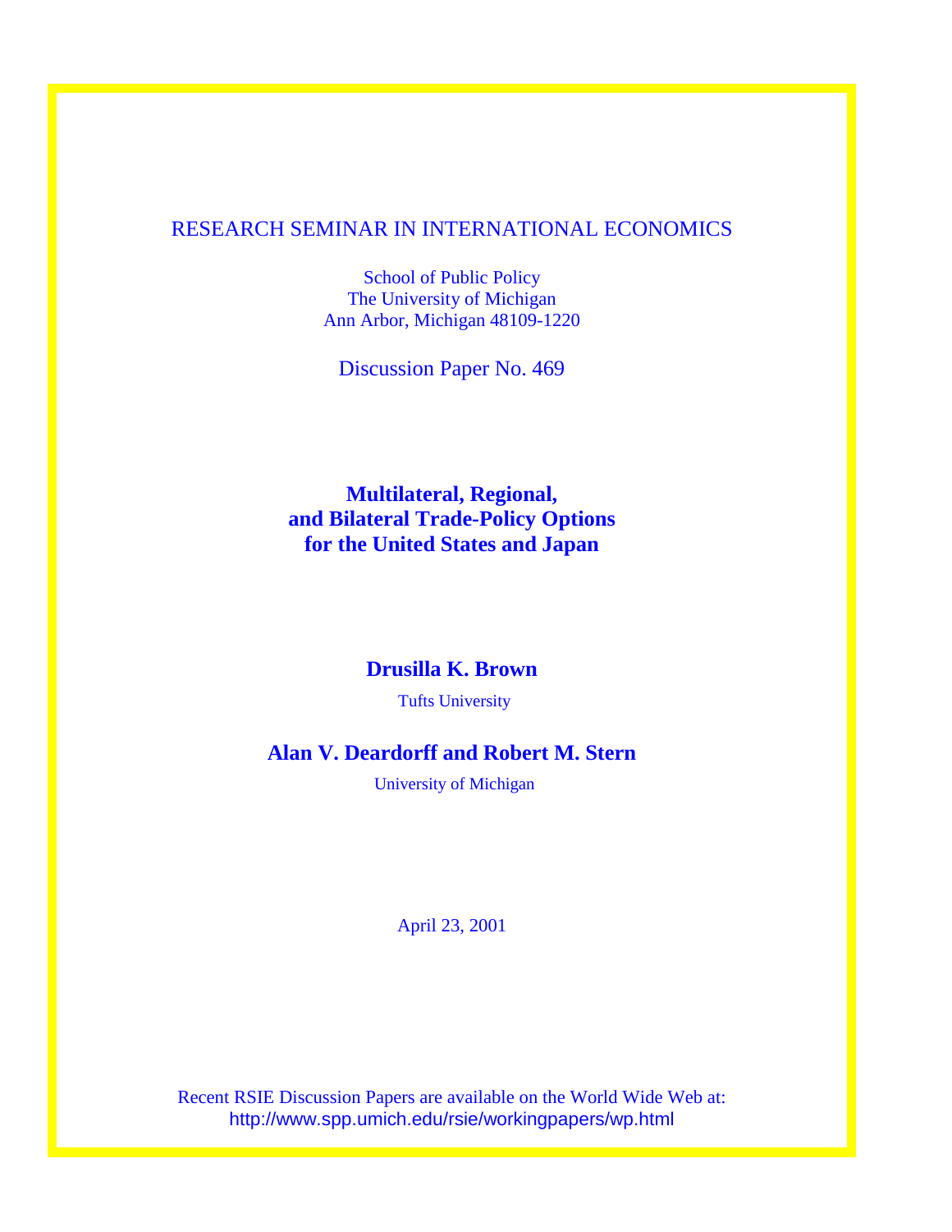RESEARCH SEMINAR IN INTERNATIONAL ECONOMICS

School of Public Policy
The University of Michigan
Ann Arbor, Michigan 48109-1220

Discussion Paper No. 469

# Multilateral, Regional, and Bilateral Trade-Policy Options for the United States and Japan

**Drusilla K. Brown**

Tufts University

**Alan V. Deardorff and Robert M. Stern**

University of Michigan

April 23, 2001

Recent RSIE Discussion Papers are available on the World Wide Web at:
http://www.spp.umich.edu/rsie/workingpapers/wp.html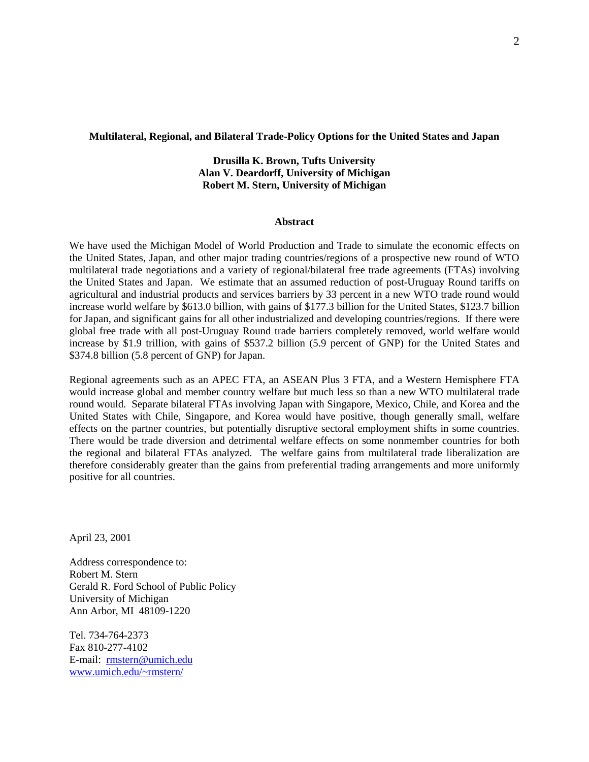**Multilateral, Regional, and Bilateral Trade-Policy Options for the United States and Japan**

**Drusilla K. Brown, Tufts University**
**Alan V. Deardorff, University of Michigan**
**Robert M. Stern, University of Michigan**

## Abstract

We have used the Michigan Model of World Production and Trade to simulate the economic effects on the United States, Japan, and other major trading countries/regions of a prospective new round of WTO multilateral trade negotiations and a variety of regional/bilateral free trade agreements (FTAs) involving the United States and Japan. We estimate that an assumed reduction of post-Uruguay Round tariffs on agricultural and industrial products and services barriers by 33 percent in a new WTO trade round would increase world welfare by $613.0 billion, with gains of $177.3 billion for the United States, $123.7 billion for Japan, and significant gains for all other industrialized and developing countries/regions. If there were global free trade with all post-Uruguay Round trade barriers completely removed, world welfare would increase by $1.9 trillion, with gains of $537.2 billion (5.9 percent of GNP) for the United States and $374.8 billion (5.8 percent of GNP) for Japan.

Regional agreements such as an APEC FTA, an ASEAN Plus 3 FTA, and a Western Hemisphere FTA would increase global and member country welfare but much less so than a new WTO multilateral trade round would. Separate bilateral FTAs involving Japan with Singapore, Mexico, Chile, and Korea and the United States with Chile, Singapore, and Korea would have positive, though generally small, welfare effects on the partner countries, but potentially disruptive sectoral employment shifts in some countries. There would be trade diversion and detrimental welfare effects on some nonmember countries for both the regional and bilateral FTAs analyzed. The welfare gains from multilateral trade liberalization are therefore considerably greater than the gains from preferential trading arrangements and more uniformly positive for all countries.

April 23, 2001

Address correspondence to:
Robert M. Stern
Gerald R. Ford School of Public Policy
University of Michigan
Ann Arbor, MI 48109-1220

Tel. 734-764-2373
Fax 810-277-4102
E-mail: [rmstern@umich.edu](mailto:rmstern@umich.edu)
[www.umich.edu/~rmstern/](http://www.umich.edu/~rmstern/)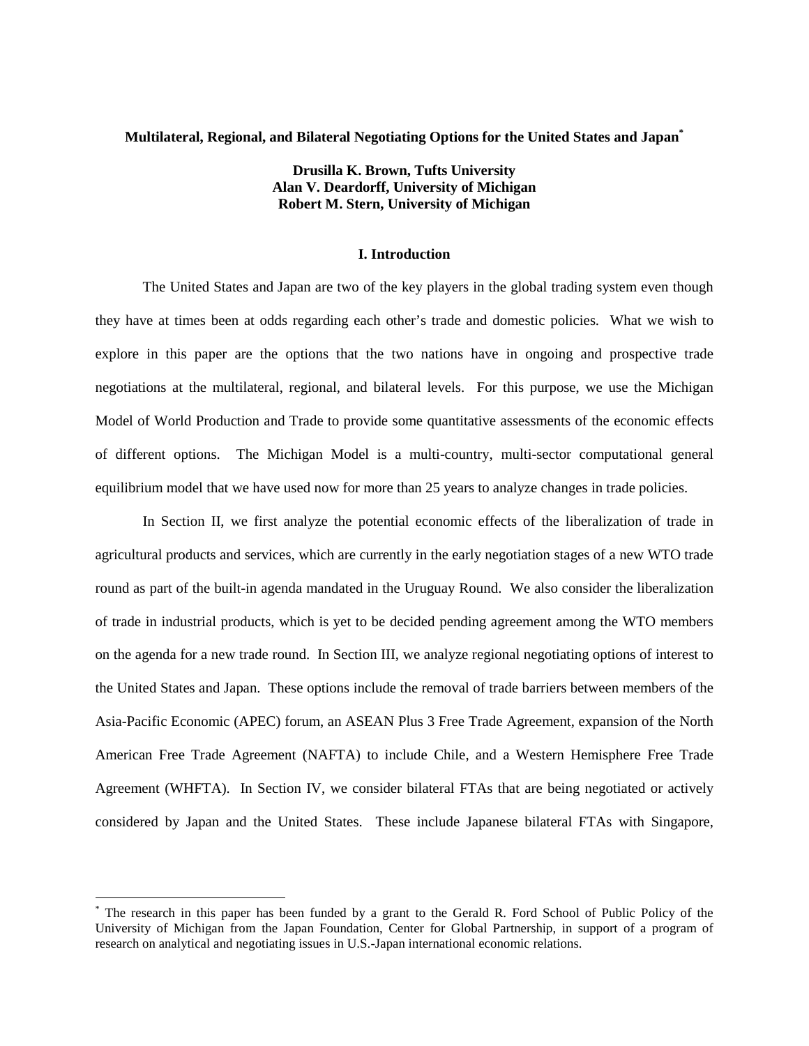# Multilateral, Regional, and Bilateral Negotiating Options for the United States and Japan[*]

**Drusilla K. Brown, Tufts University**
**Alan V. Deardorff, University of Michigan**
**Robert M. Stern, University of Michigan**

## I. Introduction

The United States and Japan are two of the key players in the global trading system even though they have at times been at odds regarding each other's trade and domestic policies. What we wish to explore in this paper are the options that the two nations have in ongoing and prospective trade negotiations at the multilateral, regional, and bilateral levels. For this purpose, we use the Michigan Model of World Production and Trade to provide some quantitative assessments of the economic effects of different options. The Michigan Model is a multi-country, multi-sector computational general equilibrium model that we have used now for more than 25 years to analyze changes in trade policies.

In Section II, we first analyze the potential economic effects of the liberalization of trade in agricultural products and services, which are currently in the early negotiation stages of a new WTO trade round as part of the built-in agenda mandated in the Uruguay Round. We also consider the liberalization of trade in industrial products, which is yet to be decided pending agreement among the WTO members on the agenda for a new trade round. In Section III, we analyze regional negotiating options of interest to the United States and Japan. These options include the removal of trade barriers between members of the Asia-Pacific Economic (APEC) forum, an ASEAN Plus 3 Free Trade Agreement, expansion of the North American Free Trade Agreement (NAFTA) to include Chile, and a Western Hemisphere Free Trade Agreement (WHFTA). In Section IV, we consider bilateral FTAs that are being negotiated or actively considered by Japan and the United States. These include Japanese bilateral FTAs with Singapore,

[*] The research in this paper has been funded by a grant to the Gerald R. Ford School of Public Policy of the University of Michigan from the Japan Foundation, Center for Global Partnership, in support of a program of research on analytical and negotiating issues in U.S.-Japan international economic relations.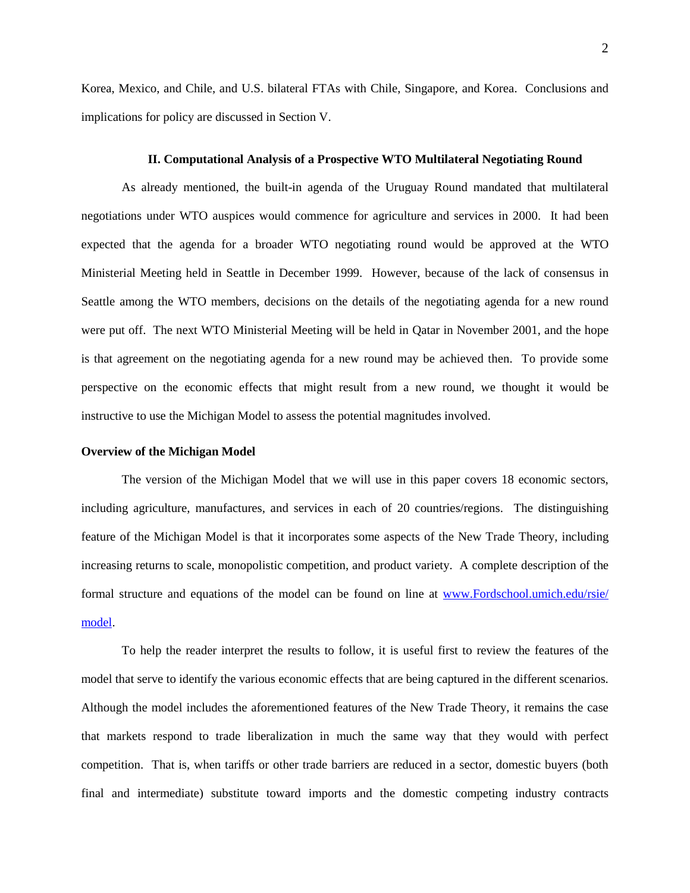Korea, Mexico, and Chile, and U.S. bilateral FTAs with Chile, Singapore, and Korea. Conclusions and implications for policy are discussed in Section V.

## II. Computational Analysis of a Prospective WTO Multilateral Negotiating Round

As already mentioned, the built-in agenda of the Uruguay Round mandated that multilateral negotiations under WTO auspices would commence for agriculture and services in 2000. It had been expected that the agenda for a broader WTO negotiating round would be approved at the WTO Ministerial Meeting held in Seattle in December 1999. However, because of the lack of consensus in Seattle among the WTO members, decisions on the details of the negotiating agenda for a new round were put off. The next WTO Ministerial Meeting will be held in Qatar in November 2001, and the hope is that agreement on the negotiating agenda for a new round may be achieved then. To provide some perspective on the economic effects that might result from a new round, we thought it would be instructive to use the Michigan Model to assess the potential magnitudes involved.

### Overview of the Michigan Model

The version of the Michigan Model that we will use in this paper covers 18 economic sectors, including agriculture, manufactures, and services in each of 20 countries/regions. The distinguishing feature of the Michigan Model is that it incorporates some aspects of the New Trade Theory, including increasing returns to scale, monopolistic competition, and product variety. A complete description of the formal structure and equations of the model can be found on line at [www.Fordschool.umich.edu/rsie/model](www.Fordschool.umich.edu/rsie/model).

To help the reader interpret the results to follow, it is useful first to review the features of the model that serve to identify the various economic effects that are being captured in the different scenarios. Although the model includes the aforementioned features of the New Trade Theory, it remains the case that markets respond to trade liberalization in much the same way that they would with perfect competition. That is, when tariffs or other trade barriers are reduced in a sector, domestic buyers (both final and intermediate) substitute toward imports and the domestic competing industry contracts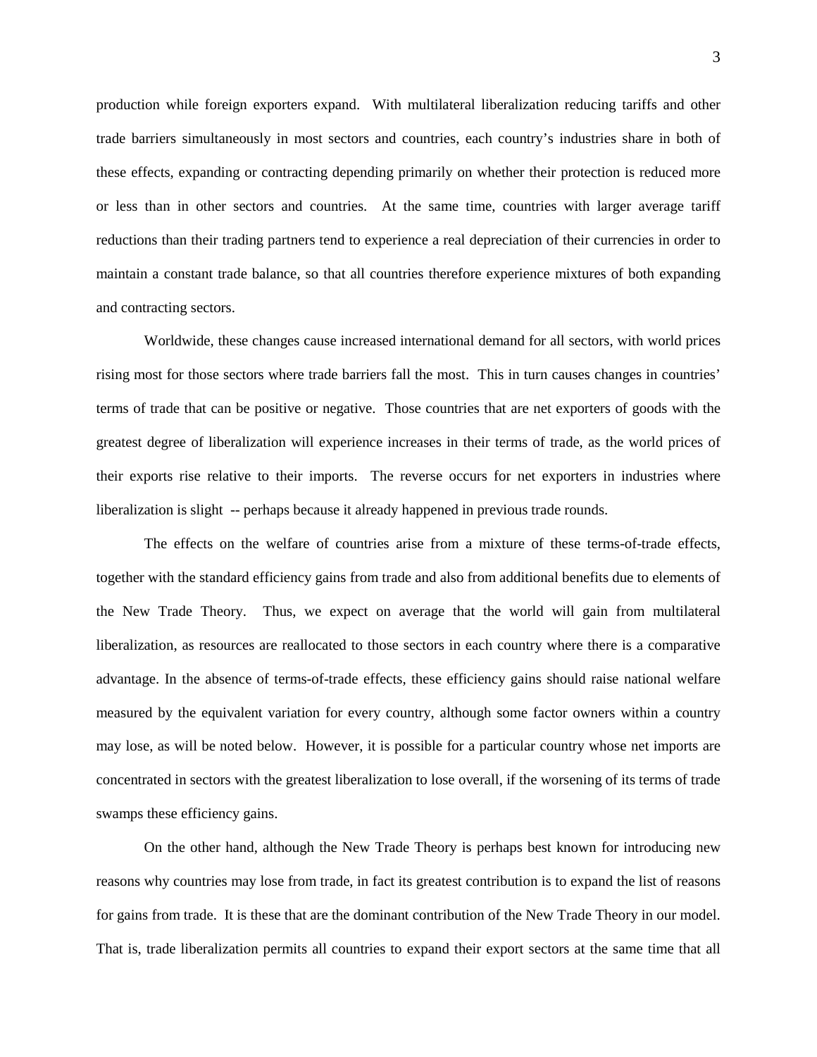production while foreign exporters expand. With multilateral liberalization reducing tariffs and other trade barriers simultaneously in most sectors and countries, each country's industries share in both of these effects, expanding or contracting depending primarily on whether their protection is reduced more or less than in other sectors and countries. At the same time, countries with larger average tariff reductions than their trading partners tend to experience a real depreciation of their currencies in order to maintain a constant trade balance, so that all countries therefore experience mixtures of both expanding and contracting sectors.

Worldwide, these changes cause increased international demand for all sectors, with world prices rising most for those sectors where trade barriers fall the most. This in turn causes changes in countries' terms of trade that can be positive or negative. Those countries that are net exporters of goods with the greatest degree of liberalization will experience increases in their terms of trade, as the world prices of their exports rise relative to their imports. The reverse occurs for net exporters in industries where liberalization is slight -- perhaps because it already happened in previous trade rounds.

The effects on the welfare of countries arise from a mixture of these terms-of-trade effects, together with the standard efficiency gains from trade and also from additional benefits due to elements of the New Trade Theory. Thus, we expect on average that the world will gain from multilateral liberalization, as resources are reallocated to those sectors in each country where there is a comparative advantage. In the absence of terms-of-trade effects, these efficiency gains should raise national welfare measured by the equivalent variation for every country, although some factor owners within a country may lose, as will be noted below. However, it is possible for a particular country whose net imports are concentrated in sectors with the greatest liberalization to lose overall, if the worsening of its terms of trade swamps these efficiency gains.

On the other hand, although the New Trade Theory is perhaps best known for introducing new reasons why countries may lose from trade, in fact its greatest contribution is to expand the list of reasons for gains from trade. It is these that are the dominant contribution of the New Trade Theory in our model. That is, trade liberalization permits all countries to expand their export sectors at the same time that all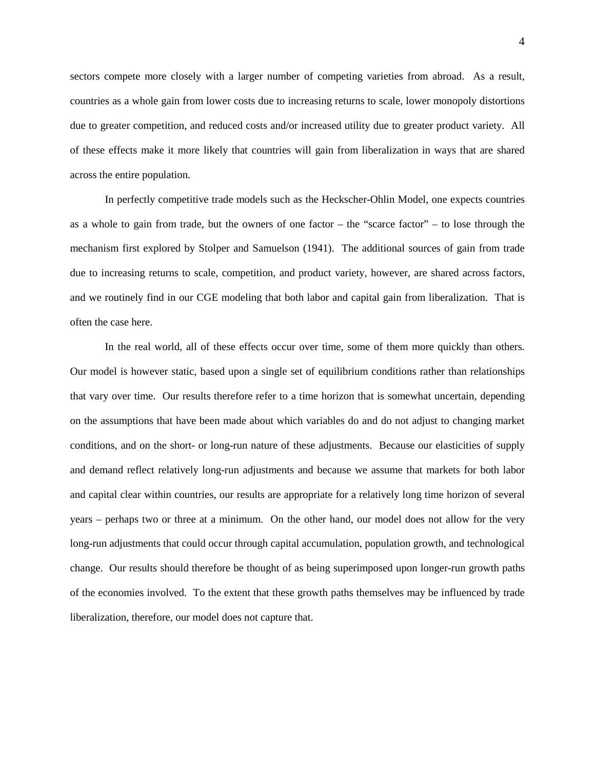sectors compete more closely with a larger number of competing varieties from abroad. As a result, countries as a whole gain from lower costs due to increasing returns to scale, lower monopoly distortions due to greater competition, and reduced costs and/or increased utility due to greater product variety. All of these effects make it more likely that countries will gain from liberalization in ways that are shared across the entire population.

In perfectly competitive trade models such as the Heckscher-Ohlin Model, one expects countries as a whole to gain from trade, but the owners of one factor – the "scarce factor" – to lose through the mechanism first explored by Stolper and Samuelson (1941). The additional sources of gain from trade due to increasing returns to scale, competition, and product variety, however, are shared across factors, and we routinely find in our CGE modeling that both labor and capital gain from liberalization. That is often the case here.

In the real world, all of these effects occur over time, some of them more quickly than others. Our model is however static, based upon a single set of equilibrium conditions rather than relationships that vary over time. Our results therefore refer to a time horizon that is somewhat uncertain, depending on the assumptions that have been made about which variables do and do not adjust to changing market conditions, and on the short- or long-run nature of these adjustments. Because our elasticities of supply and demand reflect relatively long-run adjustments and because we assume that markets for both labor and capital clear within countries, our results are appropriate for a relatively long time horizon of several years – perhaps two or three at a minimum. On the other hand, our model does not allow for the very long-run adjustments that could occur through capital accumulation, population growth, and technological change. Our results should therefore be thought of as being superimposed upon longer-run growth paths of the economies involved. To the extent that these growth paths themselves may be influenced by trade liberalization, therefore, our model does not capture that.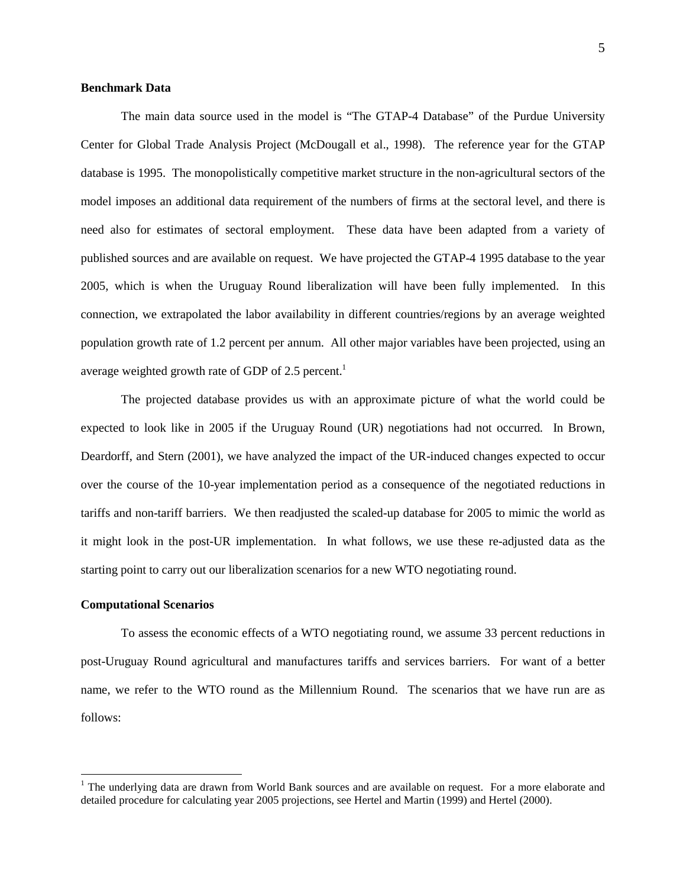**Benchmark Data**

The main data source used in the model is "The GTAP-4 Database" of the Purdue University Center for Global Trade Analysis Project (McDougall et al., 1998). The reference year for the GTAP database is 1995. The monopolistically competitive market structure in the non-agricultural sectors of the model imposes an additional data requirement of the numbers of firms at the sectoral level, and there is need also for estimates of sectoral employment. These data have been adapted from a variety of published sources and are available on request. We have projected the GTAP-4 1995 database to the year 2005, which is when the Uruguay Round liberalization will have been fully implemented. In this connection, we extrapolated the labor availability in different countries/regions by an average weighted population growth rate of 1.2 percent per annum. All other major variables have been projected, using an average weighted growth rate of GDP of 2.5 percent.[1]

The projected database provides us with an approximate picture of what the world could be expected to look like in 2005 if the Uruguay Round (UR) negotiations had not occurred. In Brown, Deardorff, and Stern (2001), we have analyzed the impact of the UR-induced changes expected to occur over the course of the 10-year implementation period as a consequence of the negotiated reductions in tariffs and non-tariff barriers. We then readjusted the scaled-up database for 2005 to mimic the world as it might look in the post-UR implementation. In what follows, we use these re-adjusted data as the starting point to carry out our liberalization scenarios for a new WTO negotiating round.

**Computational Scenarios**

To assess the economic effects of a WTO negotiating round, we assume 33 percent reductions in post-Uruguay Round agricultural and manufactures tariffs and services barriers. For want of a better name, we refer to the WTO round as the Millennium Round. The scenarios that we have run are as follows:

---

[1] The underlying data are drawn from World Bank sources and are available on request. For a more elaborate and detailed procedure for calculating year 2005 projections, see Hertel and Martin (1999) and Hertel (2000).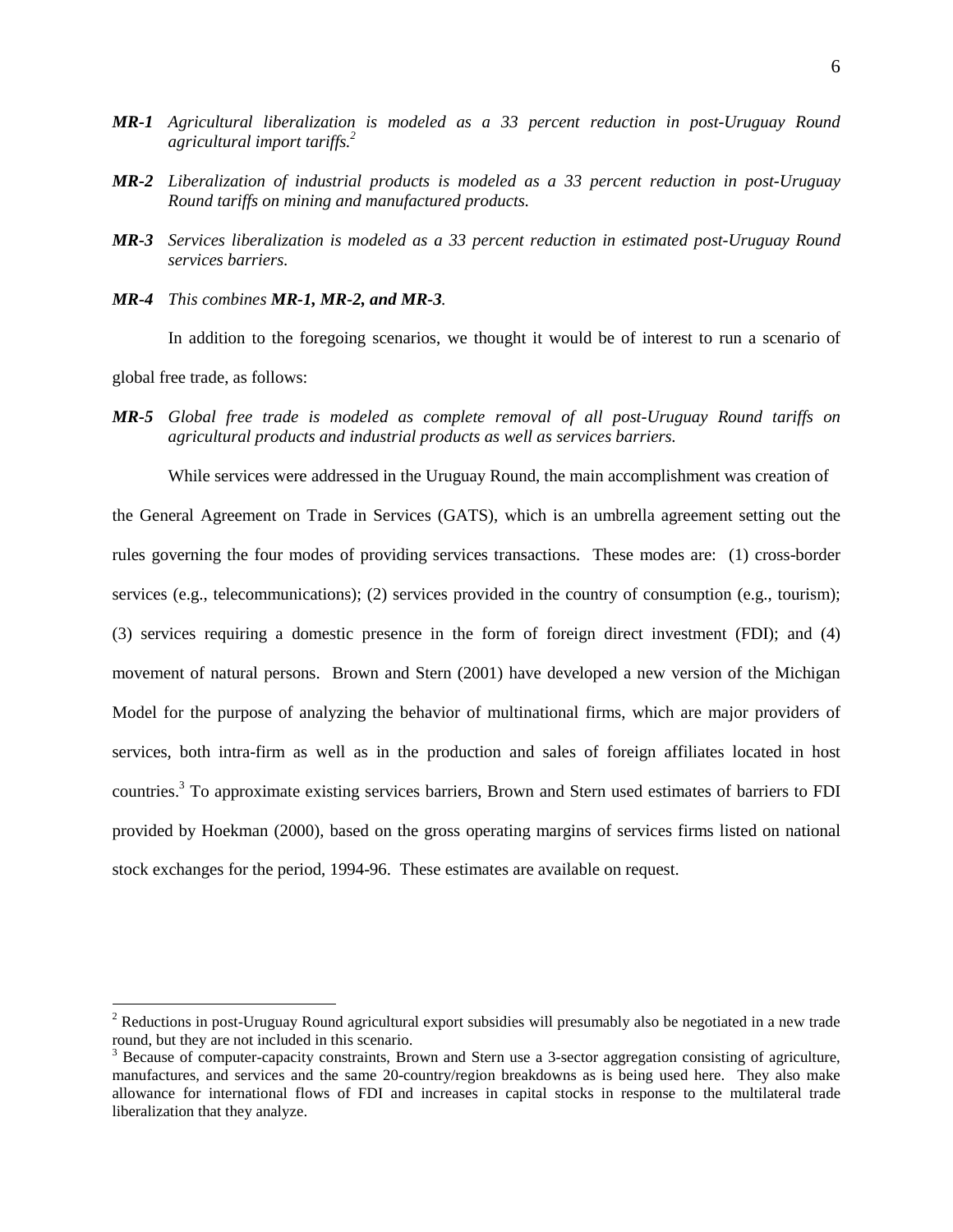***MR-1*** *Agricultural liberalization is modeled as a 33 percent reduction in post-Uruguay Round agricultural import tariffs.*[2]

***MR-2*** *Liberalization of industrial products is modeled as a 33 percent reduction in post-Uruguay Round tariffs on mining and manufactured products.*

***MR-3*** *Services liberalization is modeled as a 33 percent reduction in estimated post-Uruguay Round services barriers.*

***MR-4*** *This combines **MR-1, MR-2, and MR-3**.*

In addition to the foregoing scenarios, we thought it would be of interest to run a scenario of global free trade, as follows:

***MR-5*** *Global free trade is modeled as complete removal of all post-Uruguay Round tariffs on agricultural products and industrial products as well as services barriers.*

While services were addressed in the Uruguay Round, the main accomplishment was creation of the General Agreement on Trade in Services (GATS), which is an umbrella agreement setting out the rules governing the four modes of providing services transactions. These modes are: (1) cross-border services (e.g., telecommunications); (2) services provided in the country of consumption (e.g., tourism); (3) services requiring a domestic presence in the form of foreign direct investment (FDI); and (4) movement of natural persons. Brown and Stern (2001) have developed a new version of the Michigan Model for the purpose of analyzing the behavior of multinational firms, which are major providers of services, both intra-firm as well as in the production and sales of foreign affiliates located in host countries.[3] To approximate existing services barriers, Brown and Stern used estimates of barriers to FDI provided by Hoekman (2000), based on the gross operating margins of services firms listed on national stock exchanges for the period, 1994-96. These estimates are available on request.

---

[2] Reductions in post-Uruguay Round agricultural export subsidies will presumably also be negotiated in a new trade round, but they are not included in this scenario.

[3] Because of computer-capacity constraints, Brown and Stern use a 3-sector aggregation consisting of agriculture, manufactures, and services and the same 20-country/region breakdowns as is being used here. They also make allowance for international flows of FDI and increases in capital stocks in response to the multilateral trade liberalization that they analyze.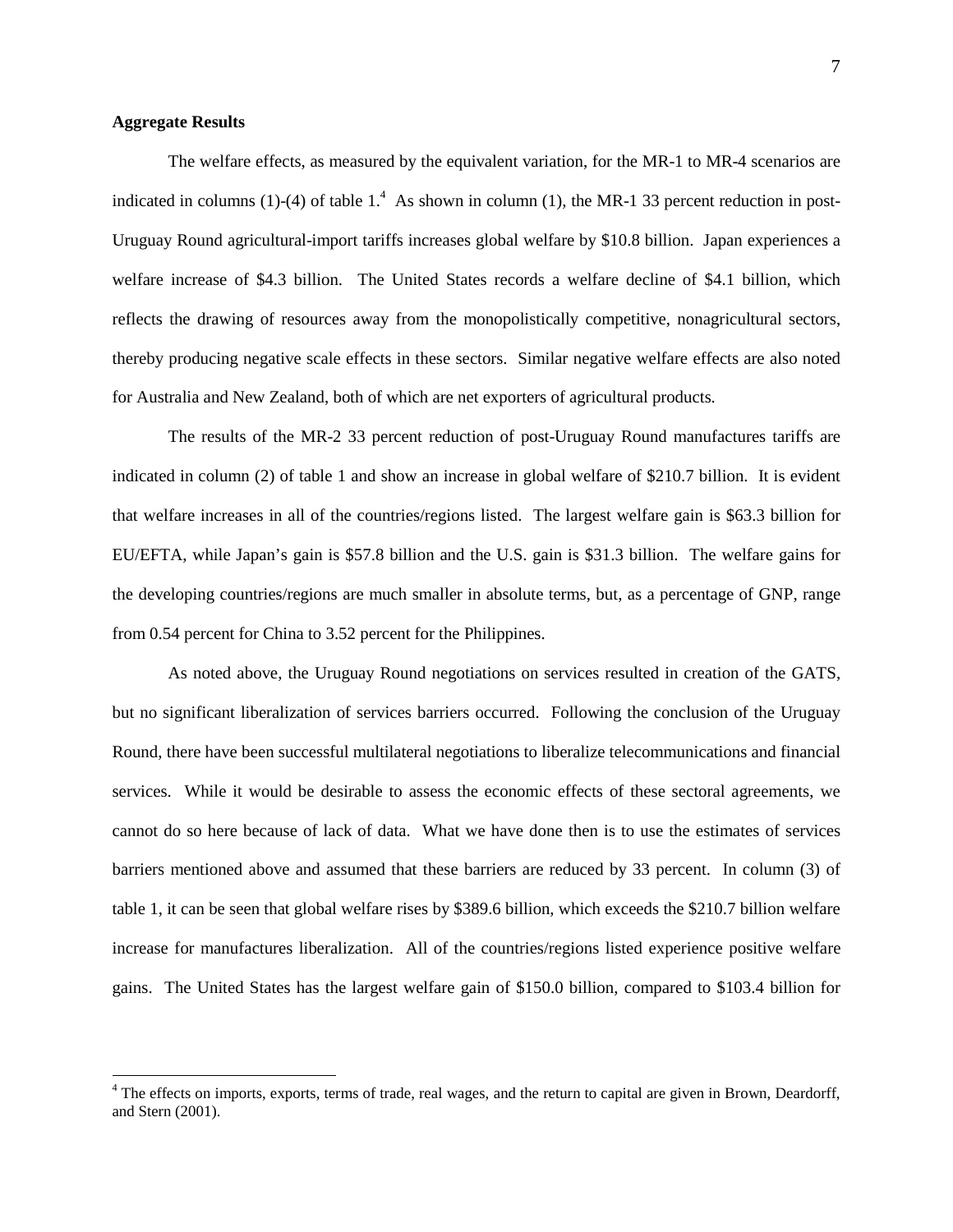**Aggregate Results**

The welfare effects, as measured by the equivalent variation, for the MR-1 to MR-4 scenarios are indicated in columns (1)-(4) of table 1.[4] As shown in column (1), the MR-1 33 percent reduction in post-Uruguay Round agricultural-import tariffs increases global welfare by $10.8 billion. Japan experiences a welfare increase of $4.3 billion. The United States records a welfare decline of $4.1 billion, which reflects the drawing of resources away from the monopolistically competitive, nonagricultural sectors, thereby producing negative scale effects in these sectors. Similar negative welfare effects are also noted for Australia and New Zealand, both of which are net exporters of agricultural products.

The results of the MR-2 33 percent reduction of post-Uruguay Round manufactures tariffs are indicated in column (2) of table 1 and show an increase in global welfare of $210.7 billion. It is evident that welfare increases in all of the countries/regions listed. The largest welfare gain is $63.3 billion for EU/EFTA, while Japan's gain is $57.8 billion and the U.S. gain is $31.3 billion. The welfare gains for the developing countries/regions are much smaller in absolute terms, but, as a percentage of GNP, range from 0.54 percent for China to 3.52 percent for the Philippines.

As noted above, the Uruguay Round negotiations on services resulted in creation of the GATS, but no significant liberalization of services barriers occurred. Following the conclusion of the Uruguay Round, there have been successful multilateral negotiations to liberalize telecommunications and financial services. While it would be desirable to assess the economic effects of these sectoral agreements, we cannot do so here because of lack of data. What we have done then is to use the estimates of services barriers mentioned above and assumed that these barriers are reduced by 33 percent. In column (3) of table 1, it can be seen that global welfare rises by $389.6 billion, which exceeds the $210.7 billion welfare increase for manufactures liberalization. All of the countries/regions listed experience positive welfare gains. The United States has the largest welfare gain of $150.0 billion, compared to $103.4 billion for

[4] The effects on imports, exports, terms of trade, real wages, and the return to capital are given in Brown, Deardorff, and Stern (2001).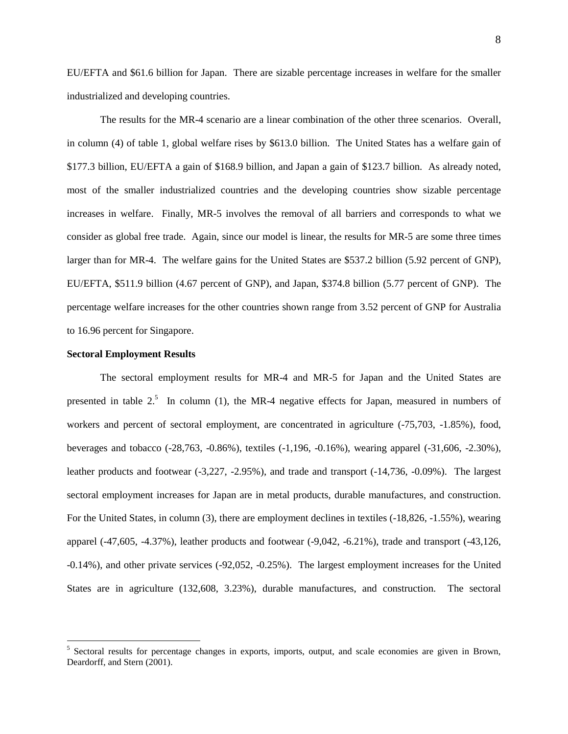EU/EFTA and $61.6 billion for Japan. There are sizable percentage increases in welfare for the smaller industrialized and developing countries.

The results for the MR-4 scenario are a linear combination of the other three scenarios. Overall, in column (4) of table 1, global welfare rises by $613.0 billion. The United States has a welfare gain of $177.3 billion, EU/EFTA a gain of $168.9 billion, and Japan a gain of $123.7 billion. As already noted, most of the smaller industrialized countries and the developing countries show sizable percentage increases in welfare. Finally, MR-5 involves the removal of all barriers and corresponds to what we consider as global free trade. Again, since our model is linear, the results for MR-5 are some three times larger than for MR-4. The welfare gains for the United States are $537.2 billion (5.92 percent of GNP), EU/EFTA, $511.9 billion (4.67 percent of GNP), and Japan, $374.8 billion (5.77 percent of GNP). The percentage welfare increases for the other countries shown range from 3.52 percent of GNP for Australia to 16.96 percent for Singapore.

**Sectoral Employment Results**

The sectoral employment results for MR-4 and MR-5 for Japan and the United States are presented in table 2.[5] In column (1), the MR-4 negative effects for Japan, measured in numbers of workers and percent of sectoral employment, are concentrated in agriculture (-75,703, -1.85%), food, beverages and tobacco (-28,763, -0.86%), textiles (-1,196, -0.16%), wearing apparel (-31,606, -2.30%), leather products and footwear (-3,227, -2.95%), and trade and transport (-14,736, -0.09%). The largest sectoral employment increases for Japan are in metal products, durable manufactures, and construction. For the United States, in column (3), there are employment declines in textiles (-18,826, -1.55%), wearing apparel (-47,605, -4.37%), leather products and footwear (-9,042, -6.21%), trade and transport (-43,126, -0.14%), and other private services (-92,052, -0.25%). The largest employment increases for the United States are in agriculture (132,608, 3.23%), durable manufactures, and construction. The sectoral

[5] Sectoral results for percentage changes in exports, imports, output, and scale economies are given in Brown, Deardorff, and Stern (2001).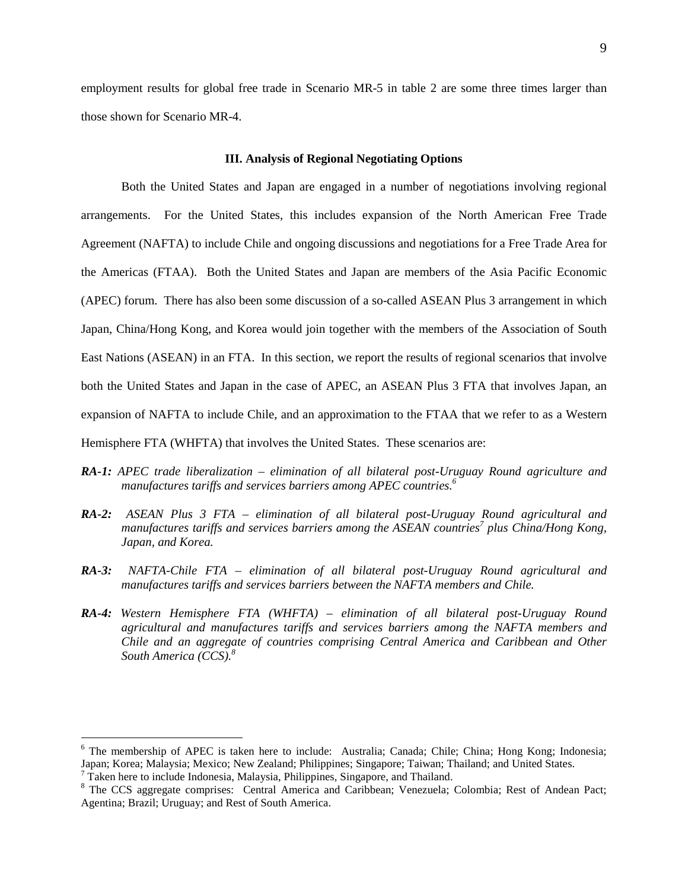employment results for global free trade in Scenario MR-5 in table 2 are some three times larger than those shown for Scenario MR-4.

### III. Analysis of Regional Negotiating Options

Both the United States and Japan are engaged in a number of negotiations involving regional arrangements. For the United States, this includes expansion of the North American Free Trade Agreement (NAFTA) to include Chile and ongoing discussions and negotiations for a Free Trade Area for the Americas (FTAA). Both the United States and Japan are members of the Asia Pacific Economic (APEC) forum. There has also been some discussion of a so-called ASEAN Plus 3 arrangement in which Japan, China/Hong Kong, and Korea would join together with the members of the Association of South East Nations (ASEAN) in an FTA. In this section, we report the results of regional scenarios that involve both the United States and Japan in the case of APEC, an ASEAN Plus 3 FTA that involves Japan, an expansion of NAFTA to include Chile, and an approximation to the FTAA that we refer to as a Western Hemisphere FTA (WHFTA) that involves the United States. These scenarios are:

***RA-1:*** *APEC trade liberalization – elimination of all bilateral post-Uruguay Round agriculture and manufactures tariffs and services barriers among APEC countries.*[6]

***RA-2:*** *ASEAN Plus 3 FTA – elimination of all bilateral post-Uruguay Round agricultural and manufactures tariffs and services barriers among the ASEAN countries*[7] *plus China/Hong Kong, Japan, and Korea.*

***RA-3:*** *NAFTA-Chile FTA – elimination of all bilateral post-Uruguay Round agricultural and manufactures tariffs and services barriers between the NAFTA members and Chile.*

***RA-4:*** *Western Hemisphere FTA (WHFTA) – elimination of all bilateral post-Uruguay Round agricultural and manufactures tariffs and services barriers among the NAFTA members and Chile and an aggregate of countries comprising Central America and Caribbean and Other South America (CCS).*[8]

---

[6] The membership of APEC is taken here to include: Australia; Canada; Chile; China; Hong Kong; Indonesia; Japan; Korea; Malaysia; Mexico; New Zealand; Philippines; Singapore; Taiwan; Thailand; and United States.

[7] Taken here to include Indonesia, Malaysia, Philippines, Singapore, and Thailand.

[8] The CCS aggregate comprises: Central America and Caribbean; Venezuela; Colombia; Rest of Andean Pact; Agentina; Brazil; Uruguay; and Rest of South America.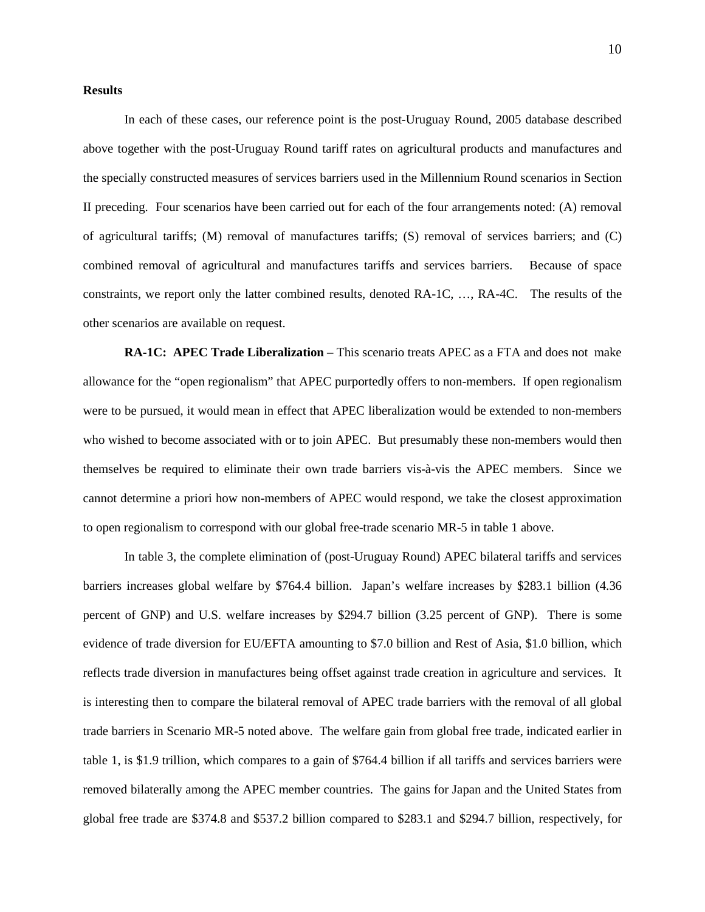**Results**

In each of these cases, our reference point is the post-Uruguay Round, 2005 database described above together with the post-Uruguay Round tariff rates on agricultural products and manufactures and the specially constructed measures of services barriers used in the Millennium Round scenarios in Section II preceding. Four scenarios have been carried out for each of the four arrangements noted: (A) removal of agricultural tariffs; (M) removal of manufactures tariffs; (S) removal of services barriers; and (C) combined removal of agricultural and manufactures tariffs and services barriers. Because of space constraints, we report only the latter combined results, denoted RA-1C, …, RA-4C. The results of the other scenarios are available on request.

**RA-1C: APEC Trade Liberalization** – This scenario treats APEC as a FTA and does not make allowance for the "open regionalism" that APEC purportedly offers to non-members. If open regionalism were to be pursued, it would mean in effect that APEC liberalization would be extended to non-members who wished to become associated with or to join APEC. But presumably these non-members would then themselves be required to eliminate their own trade barriers vis-à-vis the APEC members. Since we cannot determine a priori how non-members of APEC would respond, we take the closest approximation to open regionalism to correspond with our global free-trade scenario MR-5 in table 1 above.

In table 3, the complete elimination of (post-Uruguay Round) APEC bilateral tariffs and services barriers increases global welfare by $764.4 billion. Japan's welfare increases by $283.1 billion (4.36 percent of GNP) and U.S. welfare increases by $294.7 billion (3.25 percent of GNP). There is some evidence of trade diversion for EU/EFTA amounting to $7.0 billion and Rest of Asia, $1.0 billion, which reflects trade diversion in manufactures being offset against trade creation in agriculture and services. It is interesting then to compare the bilateral removal of APEC trade barriers with the removal of all global trade barriers in Scenario MR-5 noted above. The welfare gain from global free trade, indicated earlier in table 1, is $1.9 trillion, which compares to a gain of $764.4 billion if all tariffs and services barriers were removed bilaterally among the APEC member countries. The gains for Japan and the United States from global free trade are $374.8 and $537.2 billion compared to $283.1 and $294.7 billion, respectively, for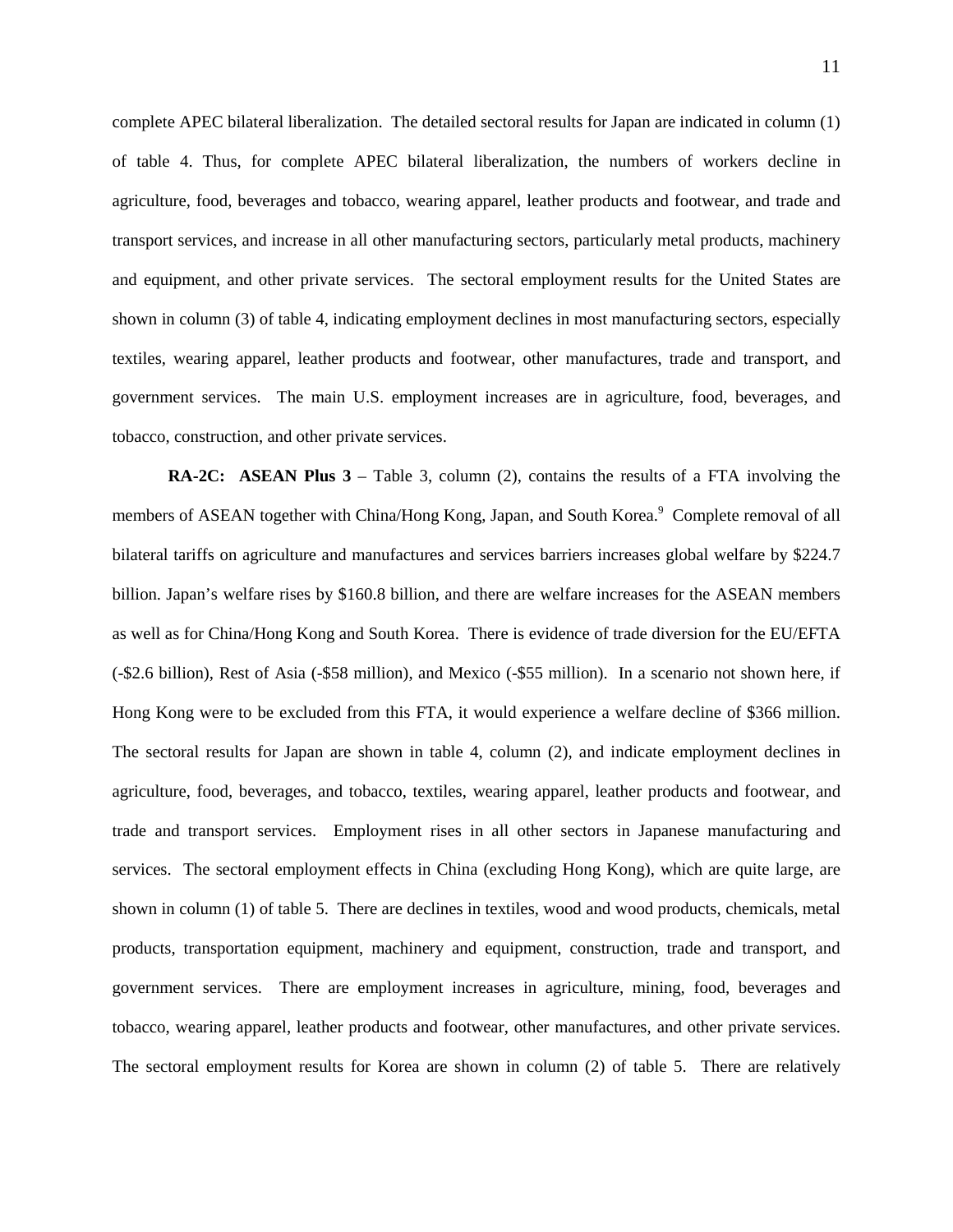complete APEC bilateral liberalization. The detailed sectoral results for Japan are indicated in column (1) of table 4. Thus, for complete APEC bilateral liberalization, the numbers of workers decline in agriculture, food, beverages and tobacco, wearing apparel, leather products and footwear, and trade and transport services, and increase in all other manufacturing sectors, particularly metal products, machinery and equipment, and other private services. The sectoral employment results for the United States are shown in column (3) of table 4, indicating employment declines in most manufacturing sectors, especially textiles, wearing apparel, leather products and footwear, other manufactures, trade and transport, and government services. The main U.S. employment increases are in agriculture, food, beverages, and tobacco, construction, and other private services.

**RA-2C: ASEAN Plus 3** – Table 3, column (2), contains the results of a FTA involving the members of ASEAN together with China/Hong Kong, Japan, and South Korea.[9] Complete removal of all bilateral tariffs on agriculture and manufactures and services barriers increases global welfare by $224.7 billion. Japan's welfare rises by $160.8 billion, and there are welfare increases for the ASEAN members as well as for China/Hong Kong and South Korea. There is evidence of trade diversion for the EU/EFTA (-$2.6 billion), Rest of Asia (-$58 million), and Mexico (-$55 million). In a scenario not shown here, if Hong Kong were to be excluded from this FTA, it would experience a welfare decline of $366 million. The sectoral results for Japan are shown in table 4, column (2), and indicate employment declines in agriculture, food, beverages, and tobacco, textiles, wearing apparel, leather products and footwear, and trade and transport services. Employment rises in all other sectors in Japanese manufacturing and services. The sectoral employment effects in China (excluding Hong Kong), which are quite large, are shown in column (1) of table 5. There are declines in textiles, wood and wood products, chemicals, metal products, transportation equipment, machinery and equipment, construction, trade and transport, and government services. There are employment increases in agriculture, mining, food, beverages and tobacco, wearing apparel, leather products and footwear, other manufactures, and other private services. The sectoral employment results for Korea are shown in column (2) of table 5. There are relatively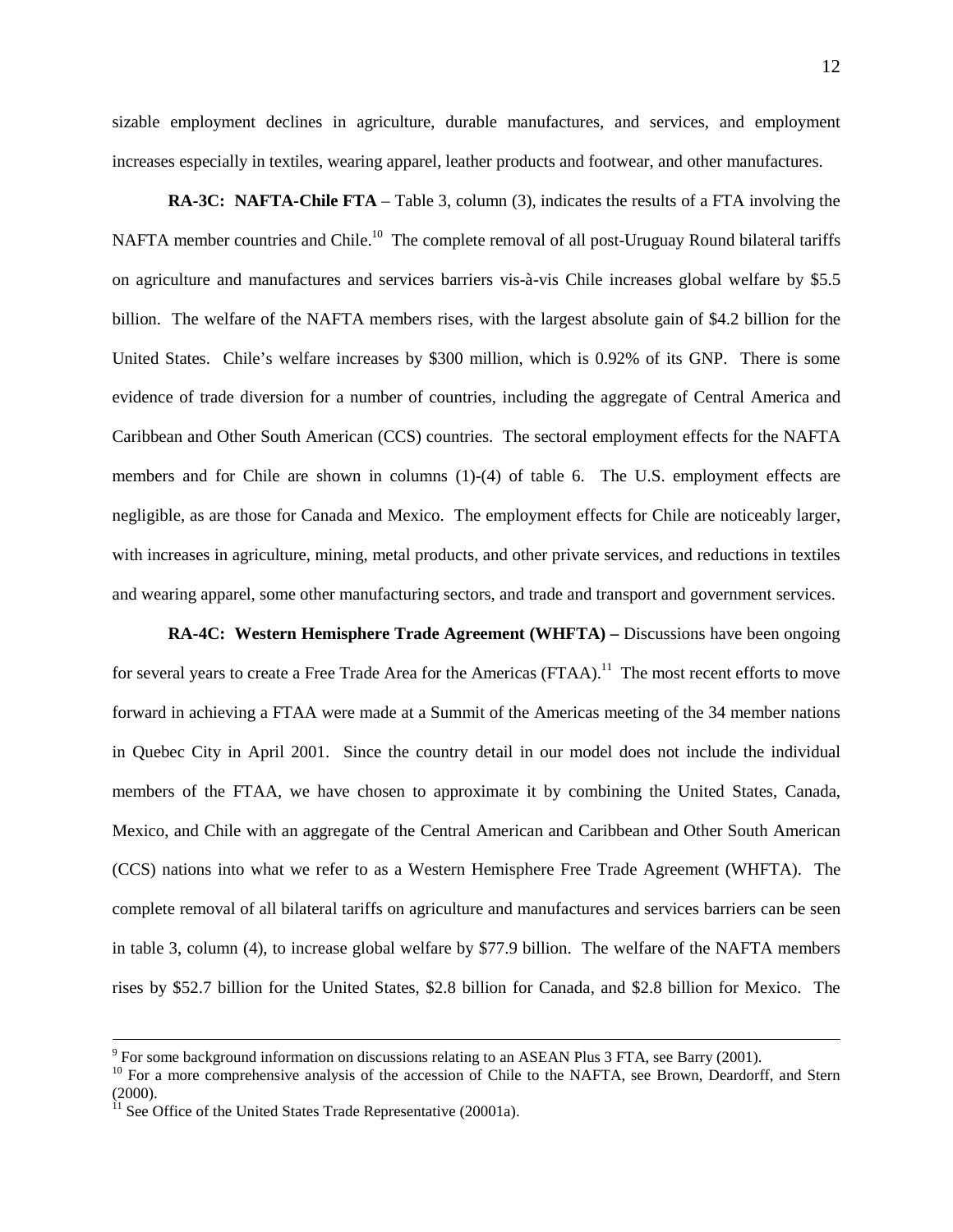sizable employment declines in agriculture, durable manufactures, and services, and employment increases especially in textiles, wearing apparel, leather products and footwear, and other manufactures.

**RA-3C: NAFTA-Chile FTA** – Table 3, column (3), indicates the results of a FTA involving the NAFTA member countries and Chile.[10] The complete removal of all post-Uruguay Round bilateral tariffs on agriculture and manufactures and services barriers vis-à-vis Chile increases global welfare by $5.5 billion. The welfare of the NAFTA members rises, with the largest absolute gain of $4.2 billion for the United States. Chile's welfare increases by $300 million, which is 0.92% of its GNP. There is some evidence of trade diversion for a number of countries, including the aggregate of Central America and Caribbean and Other South American (CCS) countries. The sectoral employment effects for the NAFTA members and for Chile are shown in columns (1)-(4) of table 6. The U.S. employment effects are negligible, as are those for Canada and Mexico. The employment effects for Chile are noticeably larger, with increases in agriculture, mining, metal products, and other private services, and reductions in textiles and wearing apparel, some other manufacturing sectors, and trade and transport and government services.

**RA-4C: Western Hemisphere Trade Agreement (WHFTA) –** Discussions have been ongoing for several years to create a Free Trade Area for the Americas (FTAA).[11] The most recent efforts to move forward in achieving a FTAA were made at a Summit of the Americas meeting of the 34 member nations in Quebec City in April 2001. Since the country detail in our model does not include the individual members of the FTAA, we have chosen to approximate it by combining the United States, Canada, Mexico, and Chile with an aggregate of the Central American and Caribbean and Other South American (CCS) nations into what we refer to as a Western Hemisphere Free Trade Agreement (WHFTA). The complete removal of all bilateral tariffs on agriculture and manufactures and services barriers can be seen in table 3, column (4), to increase global welfare by $77.9 billion. The welfare of the NAFTA members rises by $52.7 billion for the United States, $2.8 billion for Canada, and $2.8 billion for Mexico. The

---

[9] For some background information on discussions relating to an ASEAN Plus 3 FTA, see Barry (2001).

[10] For a more comprehensive analysis of the accession of Chile to the NAFTA, see Brown, Deardorff, and Stern (2000).

[11] See Office of the United States Trade Representative (20001a).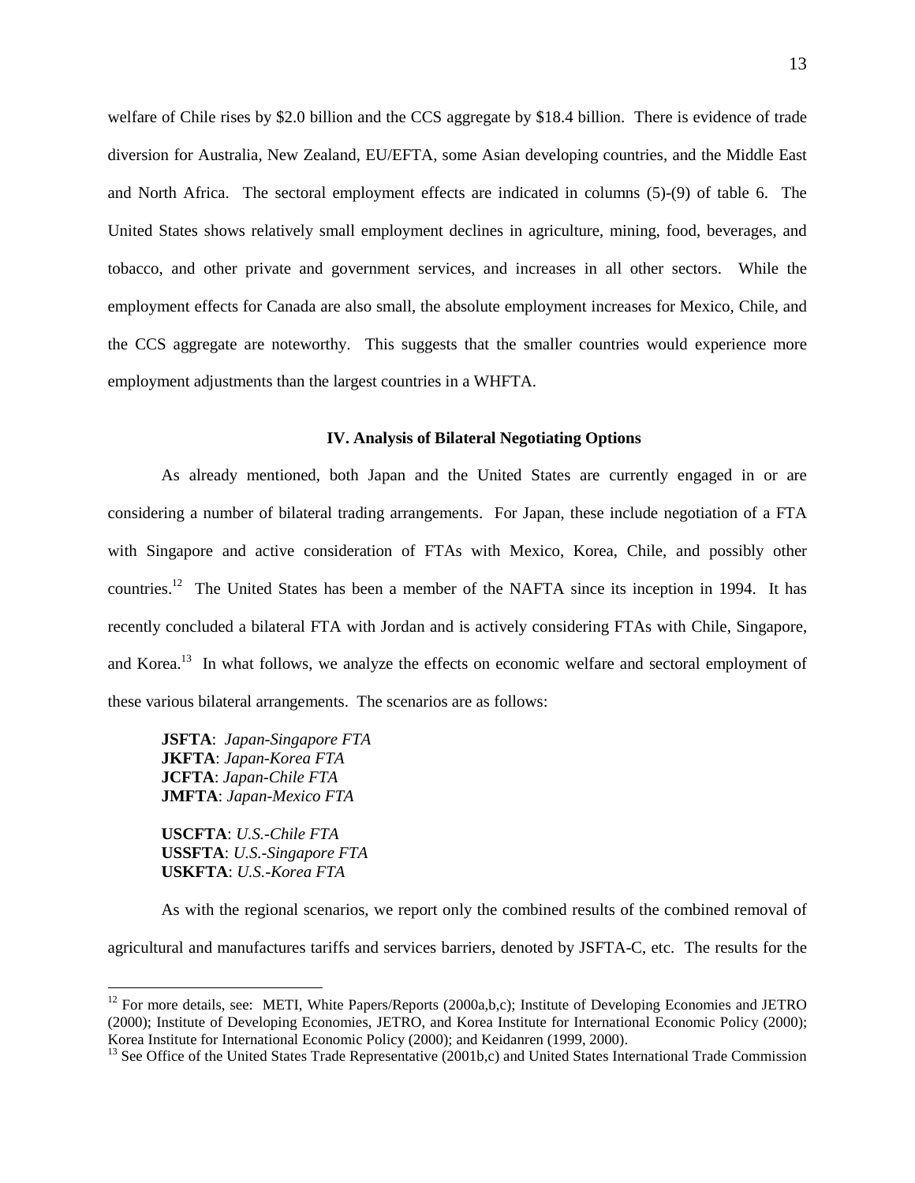welfare of Chile rises by \$2.0 billion and the CCS aggregate by \$18.4 billion. There is evidence of trade diversion for Australia, New Zealand, EU/EFTA, some Asian developing countries, and the Middle East and North Africa. The sectoral employment effects are indicated in columns (5)-(9) of table 6. The United States shows relatively small employment declines in agriculture, mining, food, beverages, and tobacco, and other private and government services, and increases in all other sectors. While the employment effects for Canada are also small, the absolute employment increases for Mexico, Chile, and the CCS aggregate are noteworthy. This suggests that the smaller countries would experience more employment adjustments than the largest countries in a WHFTA.

## IV. Analysis of Bilateral Negotiating Options

As already mentioned, both Japan and the United States are currently engaged in or are considering a number of bilateral trading arrangements. For Japan, these include negotiation of a FTA with Singapore and active consideration of FTAs with Mexico, Korea, Chile, and possibly other countries.[12] The United States has been a member of the NAFTA since its inception in 1994. It has recently concluded a bilateral FTA with Jordan and is actively considering FTAs with Chile, Singapore, and Korea.[13] In what follows, we analyze the effects on economic welfare and sectoral employment of these various bilateral arrangements. The scenarios are as follows:

**JSFTA**: *Japan-Singapore FTA*
**JKFTA**: *Japan-Korea FTA*
**JCFTA**: *Japan-Chile FTA*
**JMFTA**: *Japan-Mexico FTA*

**USCFTA**: *U.S.-Chile FTA*
**USSFTA**: *U.S.-Singapore FTA*
**USKFTA**: *U.S.-Korea FTA*

As with the regional scenarios, we report only the combined results of the combined removal of agricultural and manufactures tariffs and services barriers, denoted by JSFTA-C, etc. The results for the

[12] For more details, see: METI, White Papers/Reports (2000a,b,c); Institute of Developing Economies and JETRO (2000); Institute of Developing Economies, JETRO, and Korea Institute for International Economic Policy (2000); Korea Institute for International Economic Policy (2000); and Keidanren (1999, 2000).

[13] See Office of the United States Trade Representative (2001b,c) and United States International Trade Commission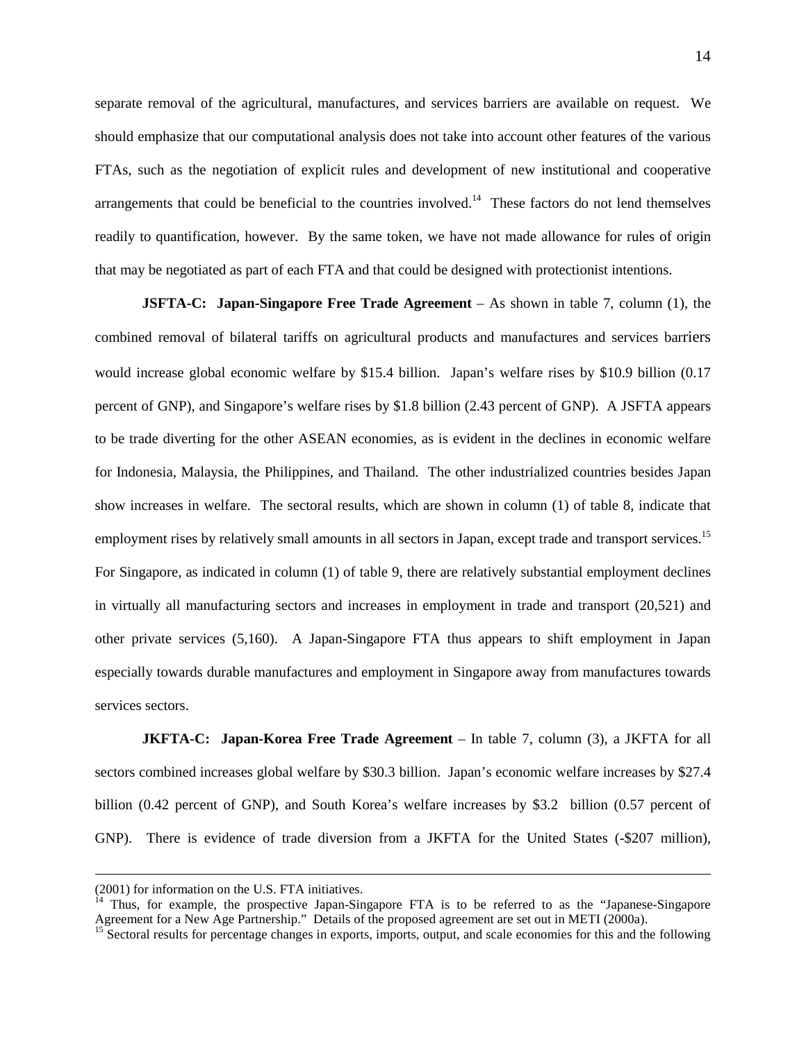separate removal of the agricultural, manufactures, and services barriers are available on request. We should emphasize that our computational analysis does not take into account other features of the various FTAs, such as the negotiation of explicit rules and development of new institutional and cooperative arrangements that could be beneficial to the countries involved.[14] These factors do not lend themselves readily to quantification, however. By the same token, we have not made allowance for rules of origin that may be negotiated as part of each FTA and that could be designed with protectionist intentions.

**JSFTA-C: Japan-Singapore Free Trade Agreement** – As shown in table 7, column (1), the combined removal of bilateral tariffs on agricultural products and manufactures and services barriers would increase global economic welfare by $15.4 billion. Japan's welfare rises by $10.9 billion (0.17 percent of GNP), and Singapore's welfare rises by $1.8 billion (2.43 percent of GNP). A JSFTA appears to be trade diverting for the other ASEAN economies, as is evident in the declines in economic welfare for Indonesia, Malaysia, the Philippines, and Thailand. The other industrialized countries besides Japan show increases in welfare. The sectoral results, which are shown in column (1) of table 8, indicate that employment rises by relatively small amounts in all sectors in Japan, except trade and transport services.[15] For Singapore, as indicated in column (1) of table 9, there are relatively substantial employment declines in virtually all manufacturing sectors and increases in employment in trade and transport (20,521) and other private services (5,160). A Japan-Singapore FTA thus appears to shift employment in Japan especially towards durable manufactures and employment in Singapore away from manufactures towards services sectors.

**JKFTA-C: Japan-Korea Free Trade Agreement** – In table 7, column (3), a JKFTA for all sectors combined increases global welfare by $30.3 billion. Japan's economic welfare increases by $27.4 billion (0.42 percent of GNP), and South Korea's welfare increases by $3.2 billion (0.57 percent of GNP). There is evidence of trade diversion from a JKFTA for the United States (-$207 million),

---

(2001) for information on the U.S. FTA initiatives.

[14] Thus, for example, the prospective Japan-Singapore FTA is to be referred to as the "Japanese-Singapore Agreement for a New Age Partnership." Details of the proposed agreement are set out in METI (2000a).

[15] Sectoral results for percentage changes in exports, imports, output, and scale economies for this and the following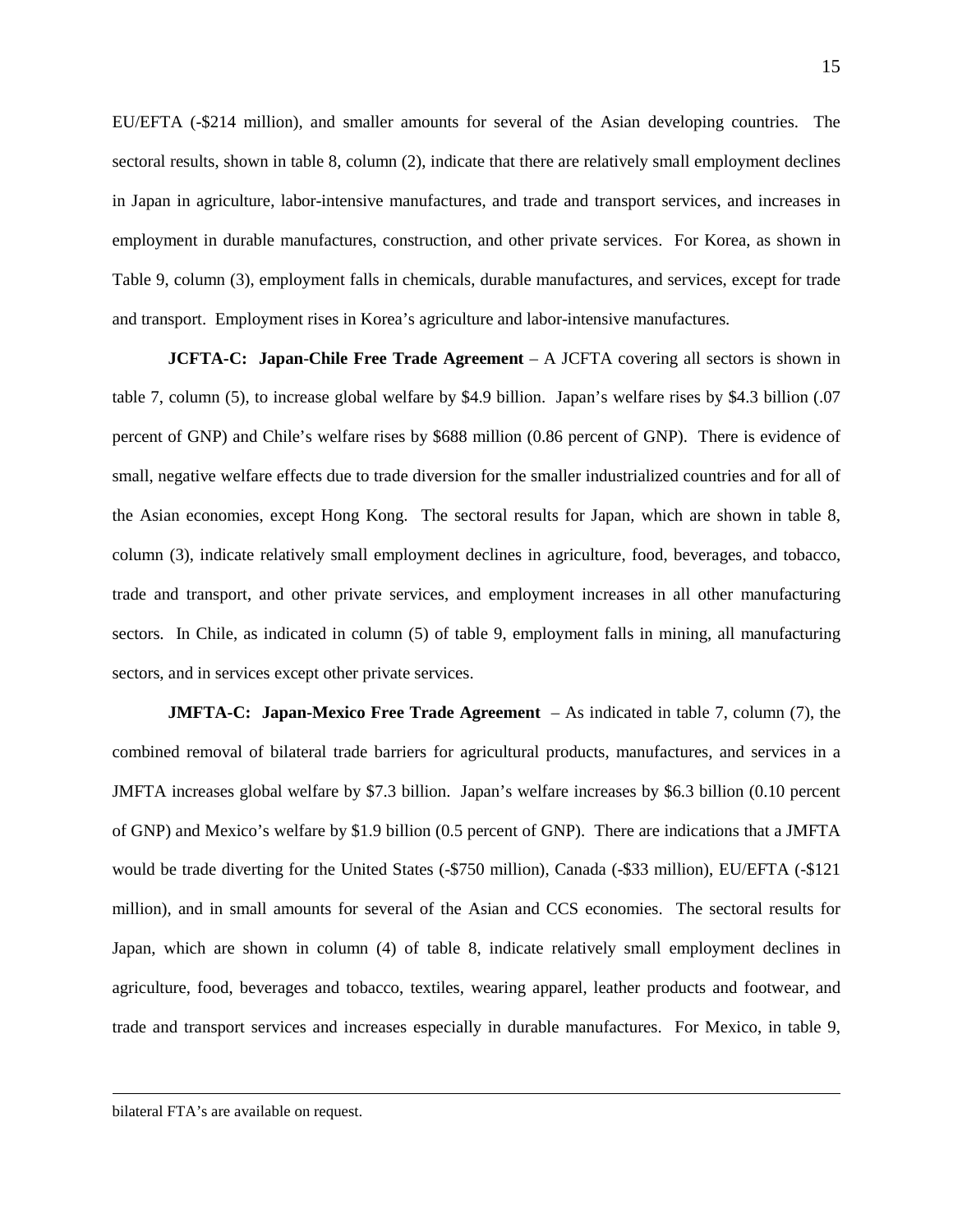EU/EFTA (-$214 million), and smaller amounts for several of the Asian developing countries. The sectoral results, shown in table 8, column (2), indicate that there are relatively small employment declines in Japan in agriculture, labor-intensive manufactures, and trade and transport services, and increases in employment in durable manufactures, construction, and other private services. For Korea, as shown in Table 9, column (3), employment falls in chemicals, durable manufactures, and services, except for trade and transport. Employment rises in Korea's agriculture and labor-intensive manufactures.

**JCFTA-C: Japan-Chile Free Trade Agreement** – A JCFTA covering all sectors is shown in table 7, column (5), to increase global welfare by $4.9 billion. Japan's welfare rises by $4.3 billion (.07 percent of GNP) and Chile's welfare rises by $688 million (0.86 percent of GNP). There is evidence of small, negative welfare effects due to trade diversion for the smaller industrialized countries and for all of the Asian economies, except Hong Kong. The sectoral results for Japan, which are shown in table 8, column (3), indicate relatively small employment declines in agriculture, food, beverages, and tobacco, trade and transport, and other private services, and employment increases in all other manufacturing sectors. In Chile, as indicated in column (5) of table 9, employment falls in mining, all manufacturing sectors, and in services except other private services.

**JMFTA-C: Japan-Mexico Free Trade Agreement** – As indicated in table 7, column (7), the combined removal of bilateral trade barriers for agricultural products, manufactures, and services in a JMFTA increases global welfare by $7.3 billion. Japan's welfare increases by $6.3 billion (0.10 percent of GNP) and Mexico's welfare by $1.9 billion (0.5 percent of GNP). There are indications that a JMFTA would be trade diverting for the United States (-$750 million), Canada (-$33 million), EU/EFTA (-$121 million), and in small amounts for several of the Asian and CCS economies. The sectoral results for Japan, which are shown in column (4) of table 8, indicate relatively small employment declines in agriculture, food, beverages and tobacco, textiles, wearing apparel, leather products and footwear, and trade and transport services and increases especially in durable manufactures. For Mexico, in table 9,

---

bilateral FTA's are available on request.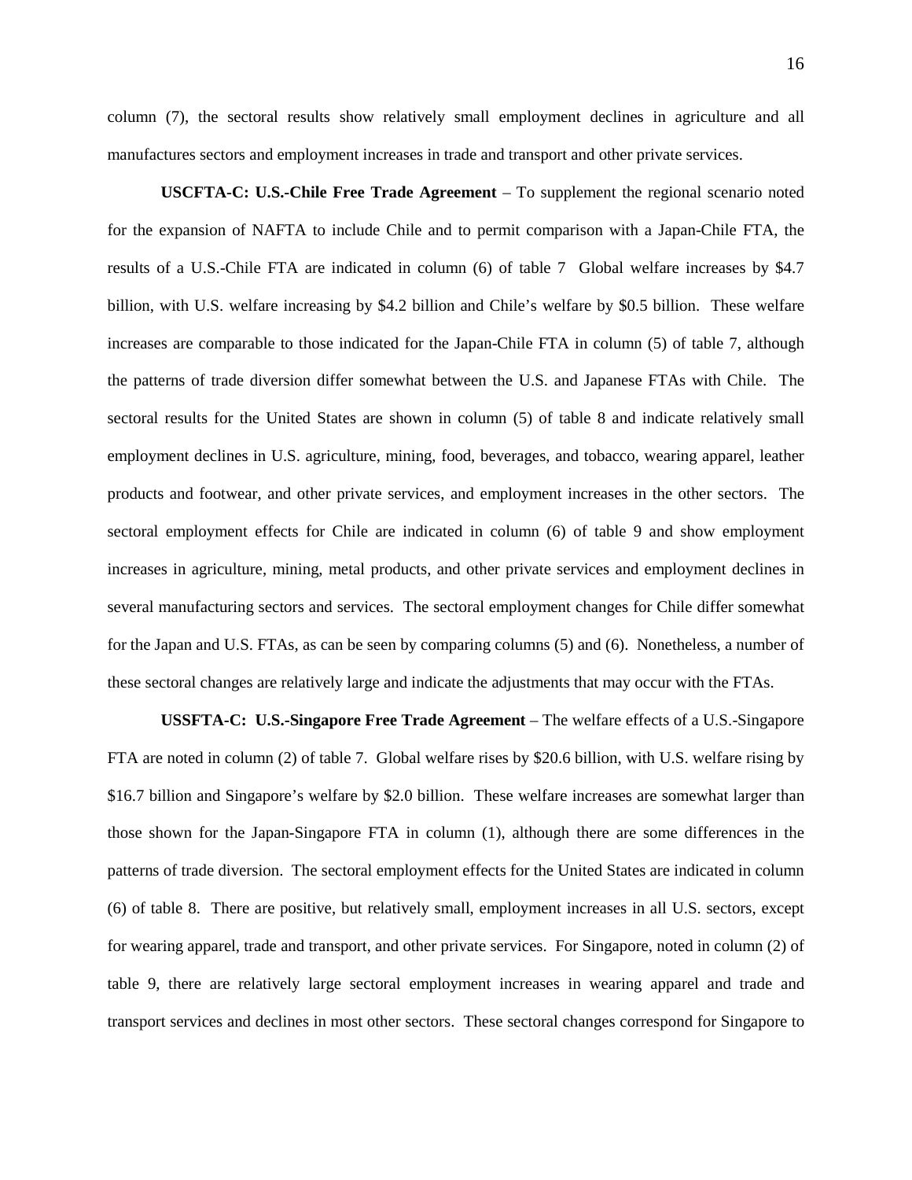column (7), the sectoral results show relatively small employment declines in agriculture and all manufactures sectors and employment increases in trade and transport and other private services.

**USCFTA-C: U.S.-Chile Free Trade Agreement** – To supplement the regional scenario noted for the expansion of NAFTA to include Chile and to permit comparison with a Japan-Chile FTA, the results of a U.S.-Chile FTA are indicated in column (6) of table 7 Global welfare increases by $4.7 billion, with U.S. welfare increasing by $4.2 billion and Chile's welfare by $0.5 billion. These welfare increases are comparable to those indicated for the Japan-Chile FTA in column (5) of table 7, although the patterns of trade diversion differ somewhat between the U.S. and Japanese FTAs with Chile. The sectoral results for the United States are shown in column (5) of table 8 and indicate relatively small employment declines in U.S. agriculture, mining, food, beverages, and tobacco, wearing apparel, leather products and footwear, and other private services, and employment increases in the other sectors. The sectoral employment effects for Chile are indicated in column (6) of table 9 and show employment increases in agriculture, mining, metal products, and other private services and employment declines in several manufacturing sectors and services. The sectoral employment changes for Chile differ somewhat for the Japan and U.S. FTAs, as can be seen by comparing columns (5) and (6). Nonetheless, a number of these sectoral changes are relatively large and indicate the adjustments that may occur with the FTAs.

**USSFTA-C: U.S.-Singapore Free Trade Agreement** – The welfare effects of a U.S.-Singapore FTA are noted in column (2) of table 7. Global welfare rises by $20.6 billion, with U.S. welfare rising by $16.7 billion and Singapore's welfare by $2.0 billion. These welfare increases are somewhat larger than those shown for the Japan-Singapore FTA in column (1), although there are some differences in the patterns of trade diversion. The sectoral employment effects for the United States are indicated in column (6) of table 8. There are positive, but relatively small, employment increases in all U.S. sectors, except for wearing apparel, trade and transport, and other private services. For Singapore, noted in column (2) of table 9, there are relatively large sectoral employment increases in wearing apparel and trade and transport services and declines in most other sectors. These sectoral changes correspond for Singapore to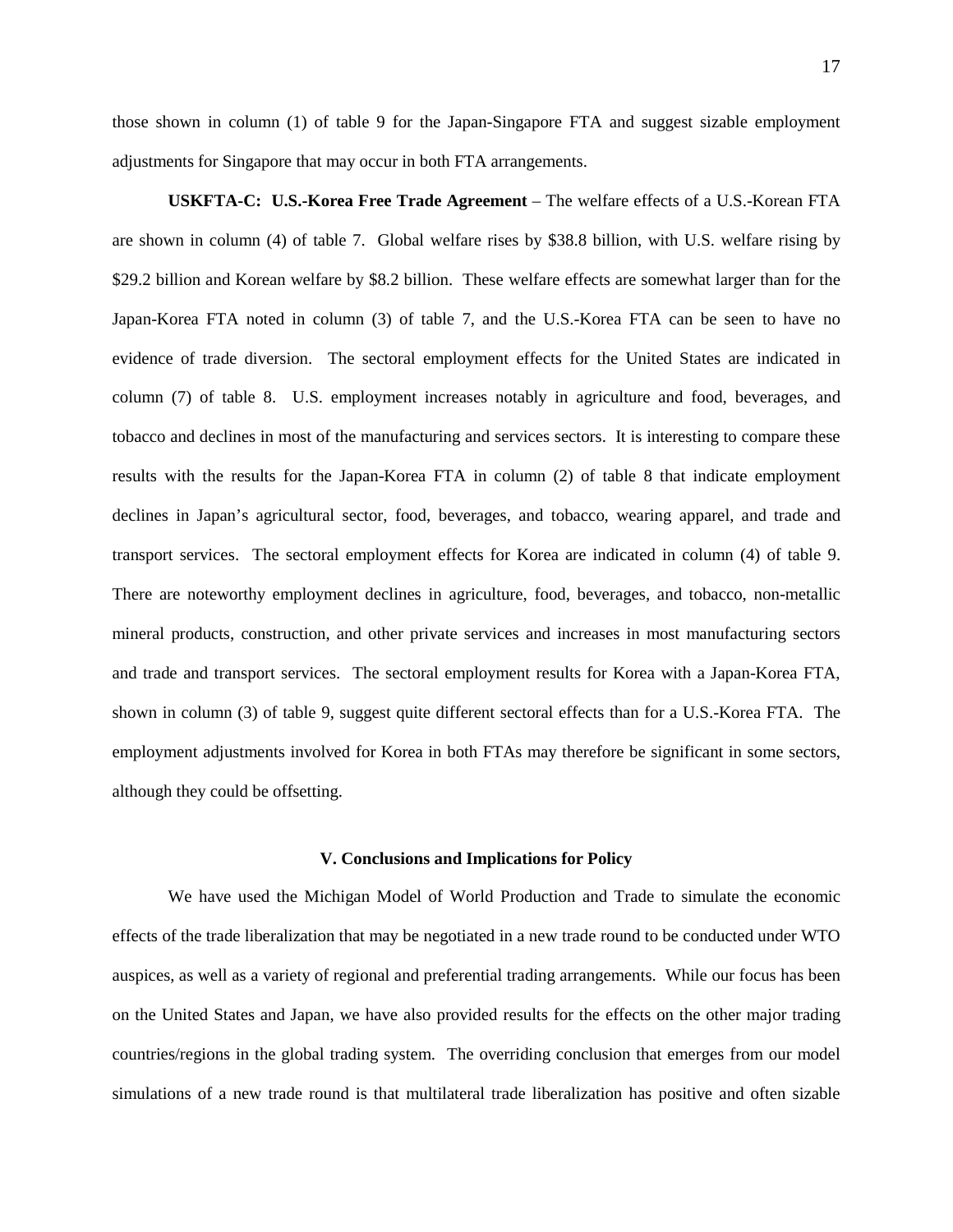those shown in column (1) of table 9 for the Japan-Singapore FTA and suggest sizable employment adjustments for Singapore that may occur in both FTA arrangements.

**USKFTA-C: U.S.-Korea Free Trade Agreement** – The welfare effects of a U.S.-Korean FTA are shown in column (4) of table 7. Global welfare rises by $38.8 billion, with U.S. welfare rising by $29.2 billion and Korean welfare by $8.2 billion. These welfare effects are somewhat larger than for the Japan-Korea FTA noted in column (3) of table 7, and the U.S.-Korea FTA can be seen to have no evidence of trade diversion. The sectoral employment effects for the United States are indicated in column (7) of table 8. U.S. employment increases notably in agriculture and food, beverages, and tobacco and declines in most of the manufacturing and services sectors. It is interesting to compare these results with the results for the Japan-Korea FTA in column (2) of table 8 that indicate employment declines in Japan's agricultural sector, food, beverages, and tobacco, wearing apparel, and trade and transport services. The sectoral employment effects for Korea are indicated in column (4) of table 9. There are noteworthy employment declines in agriculture, food, beverages, and tobacco, non-metallic mineral products, construction, and other private services and increases in most manufacturing sectors and trade and transport services. The sectoral employment results for Korea with a Japan-Korea FTA, shown in column (3) of table 9, suggest quite different sectoral effects than for a U.S.-Korea FTA. The employment adjustments involved for Korea in both FTAs may therefore be significant in some sectors, although they could be offsetting.

## V. Conclusions and Implications for Policy

We have used the Michigan Model of World Production and Trade to simulate the economic effects of the trade liberalization that may be negotiated in a new trade round to be conducted under WTO auspices, as well as a variety of regional and preferential trading arrangements. While our focus has been on the United States and Japan, we have also provided results for the effects on the other major trading countries/regions in the global trading system. The overriding conclusion that emerges from our model simulations of a new trade round is that multilateral trade liberalization has positive and often sizable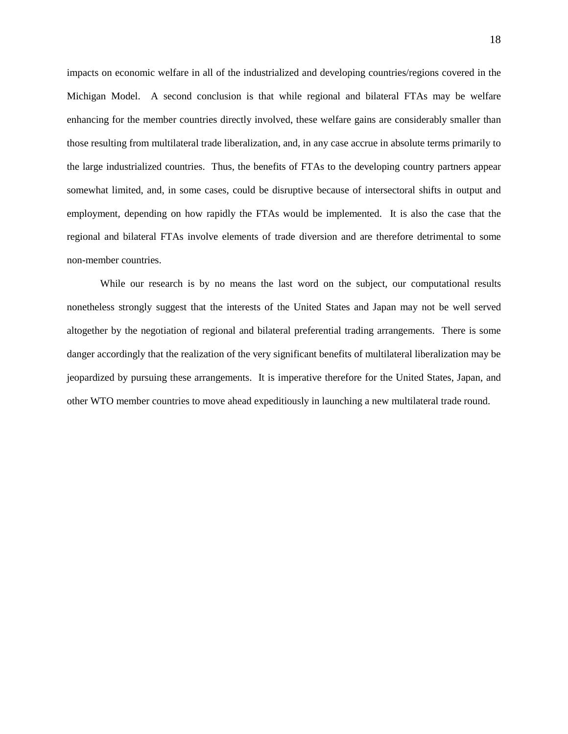impacts on economic welfare in all of the industrialized and developing countries/regions covered in the Michigan Model. A second conclusion is that while regional and bilateral FTAs may be welfare enhancing for the member countries directly involved, these welfare gains are considerably smaller than those resulting from multilateral trade liberalization, and, in any case accrue in absolute terms primarily to the large industrialized countries. Thus, the benefits of FTAs to the developing country partners appear somewhat limited, and, in some cases, could be disruptive because of intersectoral shifts in output and employment, depending on how rapidly the FTAs would be implemented. It is also the case that the regional and bilateral FTAs involve elements of trade diversion and are therefore detrimental to some non-member countries.

While our research is by no means the last word on the subject, our computational results nonetheless strongly suggest that the interests of the United States and Japan may not be well served altogether by the negotiation of regional and bilateral preferential trading arrangements. There is some danger accordingly that the realization of the very significant benefits of multilateral liberalization may be jeopardized by pursuing these arrangements. It is imperative therefore for the United States, Japan, and other WTO member countries to move ahead expeditiously in launching a new multilateral trade round.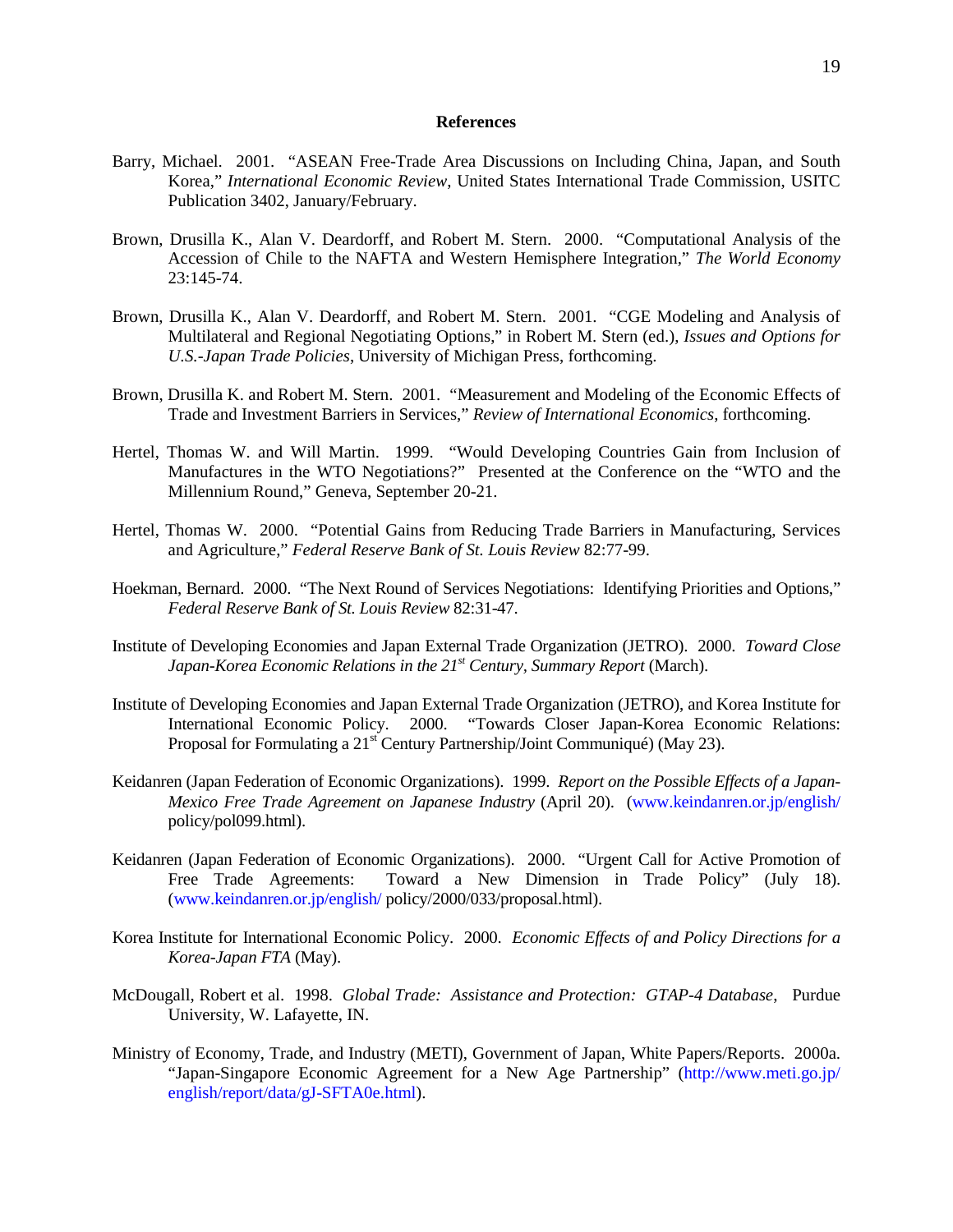# References

Barry, Michael. 2001. "ASEAN Free-Trade Area Discussions on Including China, Japan, and South Korea," *International Economic Review*, United States International Trade Commission, USITC Publication 3402, January/February.

Brown, Drusilla K., Alan V. Deardorff, and Robert M. Stern. 2000. "Computational Analysis of the Accession of Chile to the NAFTA and Western Hemisphere Integration," *The World Economy* 23:145-74.

Brown, Drusilla K., Alan V. Deardorff, and Robert M. Stern. 2001. "CGE Modeling and Analysis of Multilateral and Regional Negotiating Options," in Robert M. Stern (ed.), *Issues and Options for U.S.-Japan Trade Policies*, University of Michigan Press, forthcoming.

Brown, Drusilla K. and Robert M. Stern. 2001. "Measurement and Modeling of the Economic Effects of Trade and Investment Barriers in Services," *Review of International Economics*, forthcoming.

Hertel, Thomas W. and Will Martin. 1999. "Would Developing Countries Gain from Inclusion of Manufactures in the WTO Negotiations?" Presented at the Conference on the "WTO and the Millennium Round," Geneva, September 20-21.

Hertel, Thomas W. 2000. "Potential Gains from Reducing Trade Barriers in Manufacturing, Services and Agriculture," *Federal Reserve Bank of St. Louis Review* 82:77-99.

Hoekman, Bernard. 2000. "The Next Round of Services Negotiations: Identifying Priorities and Options," *Federal Reserve Bank of St. Louis Review* 82:31-47.

Institute of Developing Economies and Japan External Trade Organization (JETRO). 2000. *Toward Close Japan-Korea Economic Relations in the 21st Century, Summary Report* (March).

Institute of Developing Economies and Japan External Trade Organization (JETRO), and Korea Institute for International Economic Policy. 2000. "Towards Closer Japan-Korea Economic Relations: Proposal for Formulating a 21st Century Partnership/Joint Communiqué) (May 23).

Keidanren (Japan Federation of Economic Organizations). 1999. *Report on the Possible Effects of a Japan-Mexico Free Trade Agreement on Japanese Industry* (April 20). (www.keindanren.or.jp/english/policy/pol099.html).

Keidanren (Japan Federation of Economic Organizations). 2000. "Urgent Call for Active Promotion of Free Trade Agreements: Toward a New Dimension in Trade Policy" (July 18). (www.keindanren.or.jp/english/policy/2000/033/proposal.html).

Korea Institute for International Economic Policy. 2000. *Economic Effects of and Policy Directions for a Korea-Japan FTA* (May).

McDougall, Robert et al. 1998. *Global Trade: Assistance and Protection: GTAP-4 Database*, Purdue University, W. Lafayette, IN.

Ministry of Economy, Trade, and Industry (METI), Government of Japan, White Papers/Reports. 2000a. "Japan-Singapore Economic Agreement for a New Age Partnership" (http://www.meti.go.jp/english/report/data/gJ-SFTA0e.html).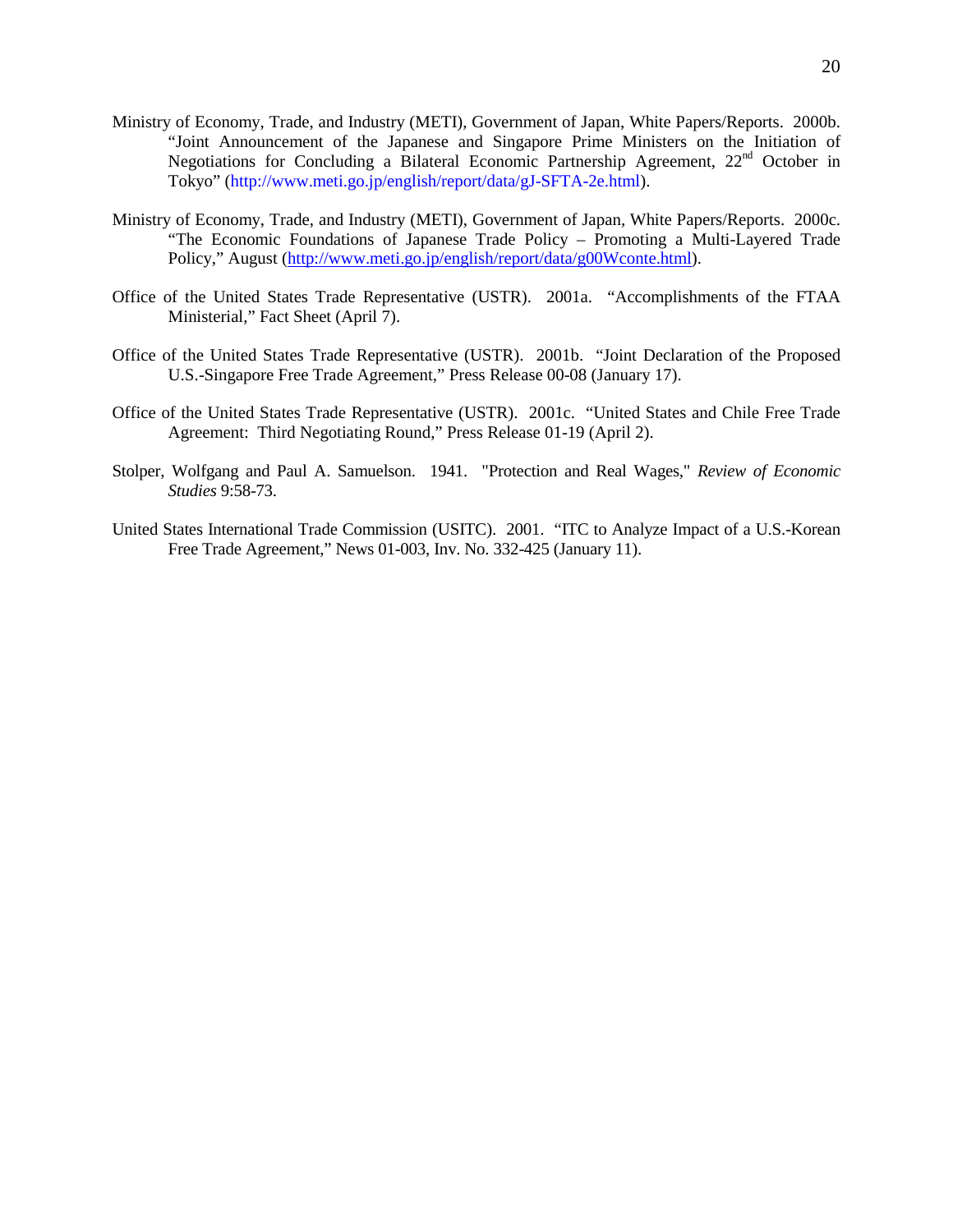Ministry of Economy, Trade, and Industry (METI), Government of Japan, White Papers/Reports. 2000b. "Joint Announcement of the Japanese and Singapore Prime Ministers on the Initiation of Negotiations for Concluding a Bilateral Economic Partnership Agreement, 22nd October in Tokyo" (http://www.meti.go.jp/english/report/data/gJ-SFTA-2e.html).

Ministry of Economy, Trade, and Industry (METI), Government of Japan, White Papers/Reports. 2000c. "The Economic Foundations of Japanese Trade Policy – Promoting a Multi-Layered Trade Policy," August (http://www.meti.go.jp/english/report/data/g00Wconte.html).

Office of the United States Trade Representative (USTR). 2001a. "Accomplishments of the FTAA Ministerial," Fact Sheet (April 7).

Office of the United States Trade Representative (USTR). 2001b. "Joint Declaration of the Proposed U.S.-Singapore Free Trade Agreement," Press Release 00-08 (January 17).

Office of the United States Trade Representative (USTR). 2001c. "United States and Chile Free Trade Agreement: Third Negotiating Round," Press Release 01-19 (April 2).

Stolper, Wolfgang and Paul A. Samuelson. 1941. "Protection and Real Wages," *Review of Economic Studies* 9:58-73.

United States International Trade Commission (USITC). 2001. "ITC to Analyze Impact of a U.S.-Korean Free Trade Agreement," News 01-003, Inv. No. 332-425 (January 11).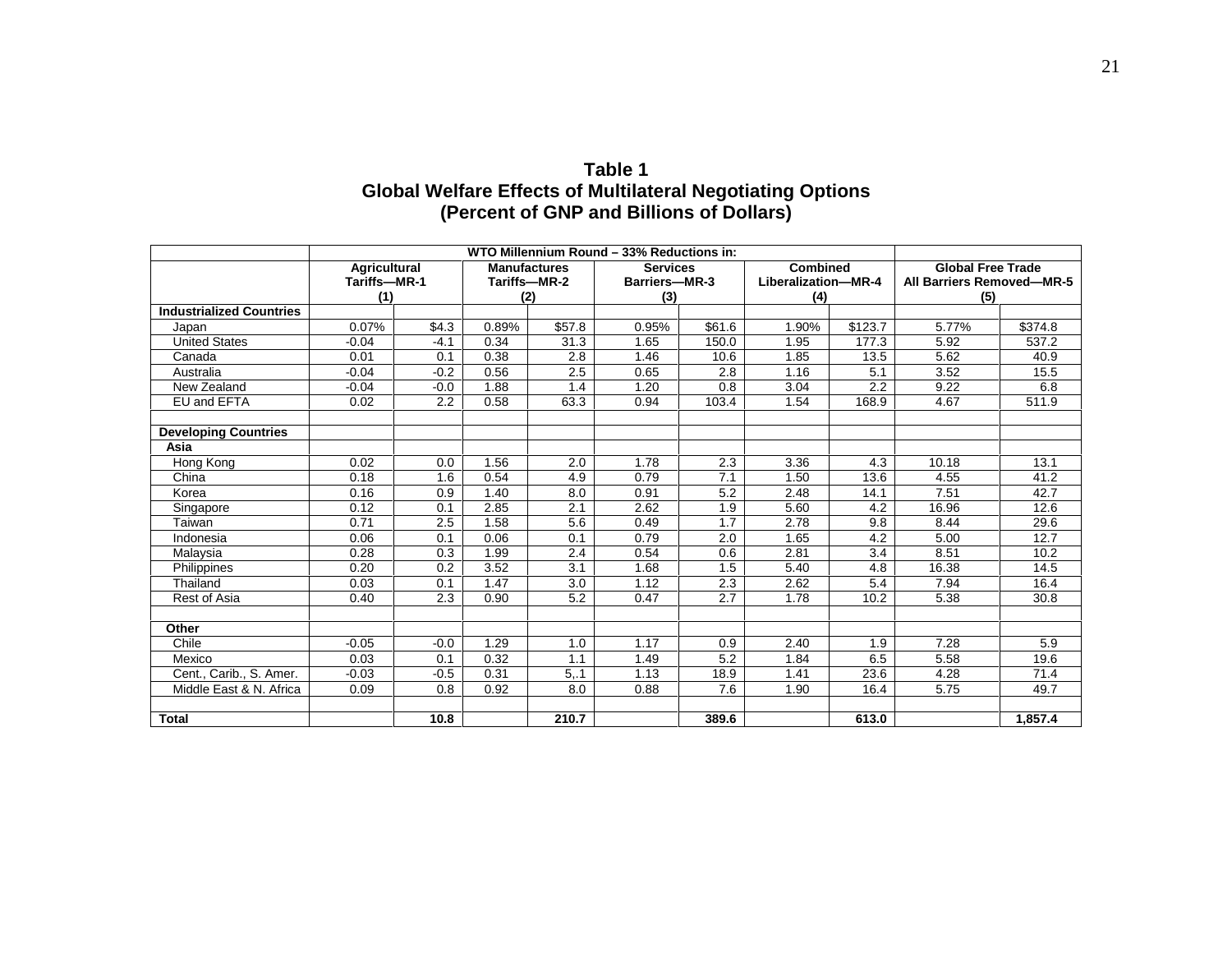**Table 1**
**Global Welfare Effects of Multilateral Negotiating Options**
**(Percent of GNP and Billions of Dollars)**

| | WTO Millennium Round – 33% Reductions in: | | | | | | | | | |
|---|---|---|---|---|---|---|---|---|---|---|
| | Agricultural Tariffs—MR-1 (1) | | Manufactures Tariffs—MR-2 (2) | | Services Barriers—MR-3 (3) | | Combined Liberalization—MR-4 (4) | | Global Free Trade All Barriers Removed—MR-5 (5) | |
| **Industrialized Countries** | | | | | | | | | | |
| Japan | 0.07% | $4.3 | 0.89% | $57.8 | 0.95% | $61.6 | 1.90% | $123.7 | 5.77% | $374.8 |
| United States | -0.04 | -4.1 | 0.34 | 31.3 | 1.65 | 150.0 | 1.95 | 177.3 | 5.92 | 537.2 |
| Canada | 0.01 | 0.1 | 0.38 | 2.8 | 1.46 | 10.6 | 1.85 | 13.5 | 5.62 | 40.9 |
| Australia | -0.04 | -0.2 | 0.56 | 2.5 | 0.65 | 2.8 | 1.16 | 5.1 | 3.52 | 15.5 |
| New Zealand | -0.04 | -0.0 | 1.88 | 1.4 | 1.20 | 0.8 | 3.04 | 2.2 | 9.22 | 6.8 |
| EU and EFTA | 0.02 | 2.2 | 0.58 | 63.3 | 0.94 | 103.4 | 1.54 | 168.9 | 4.67 | 511.9 |
| | | | | | | | | | | |
| **Developing Countries** | | | | | | | | | | |
| **Asia** | | | | | | | | | | |
| Hong Kong | 0.02 | 0.0 | 1.56 | 2.0 | 1.78 | 2.3 | 3.36 | 4.3 | 10.18 | 13.1 |
| China | 0.18 | 1.6 | 0.54 | 4.9 | 0.79 | 7.1 | 1.50 | 13.6 | 4.55 | 41.2 |
| Korea | 0.16 | 0.9 | 1.40 | 8.0 | 0.91 | 5.2 | 2.48 | 14.1 | 7.51 | 42.7 |
| Singapore | 0.12 | 0.1 | 2.85 | 2.1 | 2.62 | 1.9 | 5.60 | 4.2 | 16.96 | 12.6 |
| Taiwan | 0.71 | 2.5 | 1.58 | 5.6 | 0.49 | 1.7 | 2.78 | 9.8 | 8.44 | 29.6 |
| Indonesia | 0.06 | 0.1 | 0.06 | 0.1 | 0.79 | 2.0 | 1.65 | 4.2 | 5.00 | 12.7 |
| Malaysia | 0.28 | 0.3 | 1.99 | 2.4 | 0.54 | 0.6 | 2.81 | 3.4 | 8.51 | 10.2 |
| Philippines | 0.20 | 0.2 | 3.52 | 3.1 | 1.68 | 1.5 | 5.40 | 4.8 | 16.38 | 14.5 |
| Thailand | 0.03 | 0.1 | 1.47 | 3.0 | 1.12 | 2.3 | 2.62 | 5.4 | 7.94 | 16.4 |
| Rest of Asia | 0.40 | 2.3 | 0.90 | 5.2 | 0.47 | 2.7 | 1.78 | 10.2 | 5.38 | 30.8 |
| | | | | | | | | | | |
| **Other** | | | | | | | | | | |
| Chile | -0.05 | -0.0 | 1.29 | 1.0 | 1.17 | 0.9 | 2.40 | 1.9 | 7.28 | 5.9 |
| Mexico | 0.03 | 0.1 | 0.32 | 1.1 | 1.49 | 5.2 | 1.84 | 6.5 | 5.58 | 19.6 |
| Cent., Carib., S. Amer. | -0.03 | -0.5 | 0.31 | 5,.1 | 1.13 | 18.9 | 1.41 | 23.6 | 4.28 | 71.4 |
| Middle East & N. Africa | 0.09 | 0.8 | 0.92 | 8.0 | 0.88 | 7.6 | 1.90 | 16.4 | 5.75 | 49.7 |
| | | | | | | | | | | |
| **Total** | | **10.8** | | **210.7** | | **389.6** | | **613.0** | | **1,857.4** |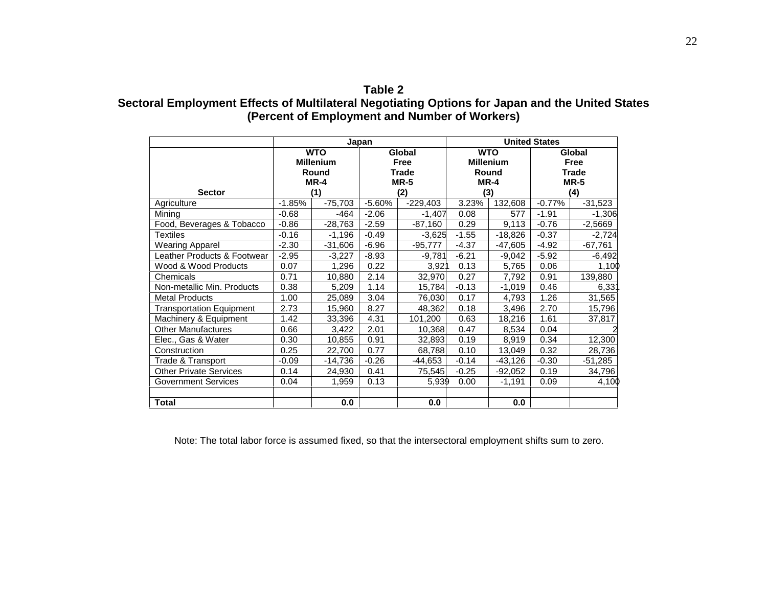**Table 2**
**Sectoral Employment Effects of Multilateral Negotiating Options for Japan and the United States**
**(Percent of Employment and Number of Workers)**

| | Japan | | | | United States | | | |
|---|---|---|---|---|---|---|---|---|
| **Sector** | **WTO Millenium Round MR-4 (1)** | | **Global Free Trade MR-5 (2)** | | **WTO Millenium Round MR-4 (3)** | | **Global Free Trade MR-5 (4)** | |
| Agriculture | -1.85% | -75,703 | -5.60% | -229,403 | 3.23% | 132,608 | -0.77% | -31,523 |
| Mining | -0.68 | -464 | -2.06 | -1,407 | 0.08 | 577 | -1.91 | -1,306 |
| Food, Beverages & Tobacco | -0.86 | -28,763 | -2.59 | -87,160 | 0.29 | 9,113 | -0.76 | -2,5669 |
| Textiles | -0.16 | -1,196 | -0.49 | -3,625 | -1.55 | -18,826 | -0.37 | -2,724 |
| Wearing Apparel | -2.30 | -31,606 | -6.96 | -95,777 | -4.37 | -47,605 | -4.92 | -67,761 |
| Leather Products & Footwear | -2.95 | -3,227 | -8.93 | -9,781 | -6.21 | -9,042 | -5.92 | -6,492 |
| Wood & Wood Products | 0.07 | 1,296 | 0.22 | 3,921 | 0.13 | 5,765 | 0.06 | 1,100 |
| Chemicals | 0.71 | 10,880 | 2.14 | 32,970 | 0.27 | 7,792 | 0.91 | 139,880 |
| Non-metallic Min. Products | 0.38 | 5,209 | 1.14 | 15,784 | -0.13 | -1,019 | 0.46 | 6,331 |
| Metal Products | 1.00 | 25,089 | 3.04 | 76,030 | 0.17 | 4,793 | 1.26 | 31,565 |
| Transportation Equipment | 2.73 | 15,960 | 8.27 | 48,362 | 0.18 | 3,496 | 2.70 | 15,796 |
| Machinery & Equipment | 1.42 | 33,396 | 4.31 | 101,200 | 0.63 | 18,216 | 1.61 | 37,817 |
| Other Manufactures | 0.66 | 3,422 | 2.01 | 10,368 | 0.47 | 8,534 | 0.04 | 2 |
| Elec., Gas & Water | 0.30 | 10,855 | 0.91 | 32,893 | 0.19 | 8,919 | 0.34 | 12,300 |
| Construction | 0.25 | 22,700 | 0.77 | 68,788 | 0.10 | 13,049 | 0.32 | 28,736 |
| Trade & Transport | -0.09 | -14,736 | -0.26 | -44,653 | -0.14 | -43,126 | -0.30 | -51,285 |
| Other Private Services | 0.14 | 24,930 | 0.41 | 75,545 | -0.25 | -92,052 | 0.19 | 34,796 |
| Government Services | 0.04 | 1,959 | 0.13 | 5,939 | 0.00 | -1,191 | 0.09 | 4,100 |
| | | | | | | | | |
| **Total** | | **0.0** | | **0.0** | | **0.0** | | |

Note: The total labor force is assumed fixed, so that the intersectoral employment shifts sum to zero.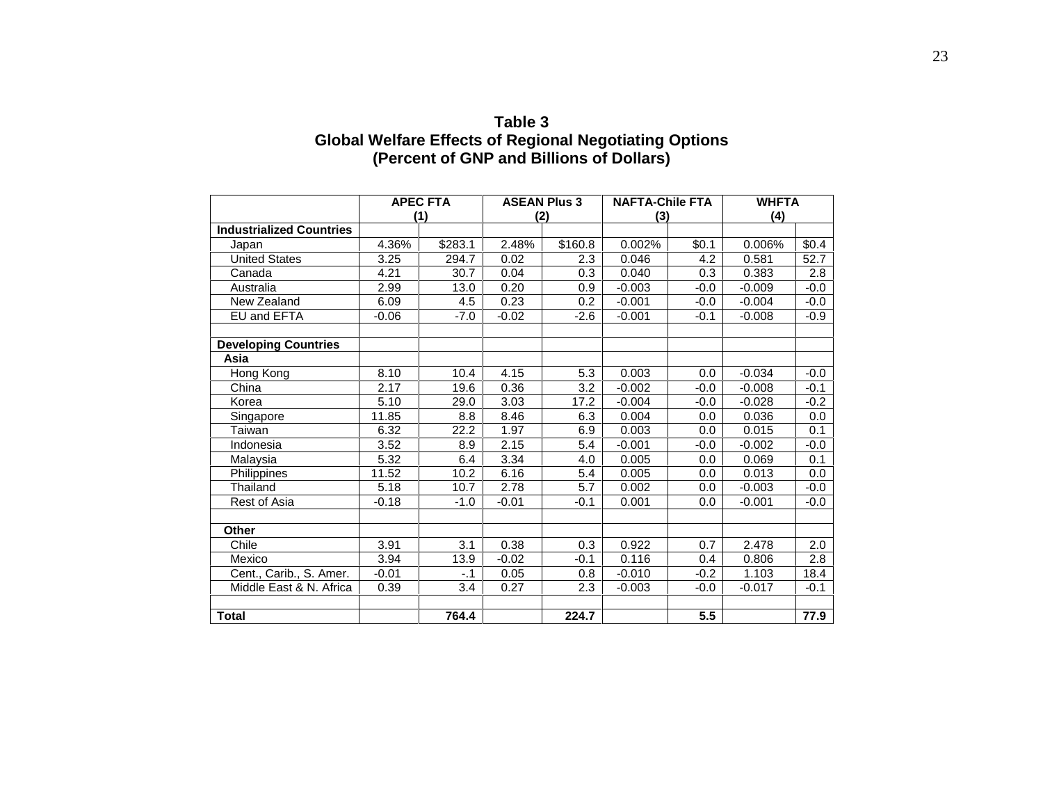**Table 3**
**Global Welfare Effects of Regional Negotiating Options**
**(Percent of GNP and Billions of Dollars)**

| | APEC FTA (1) | | ASEAN Plus 3 (2) | | NAFTA-Chile FTA (3) | | WHFTA (4) | |
|---|---|---|---|---|---|---|---|---|
| **Industrialized Countries** | | | | | | | | |
| Japan | 4.36% | $283.1 | 2.48% | $160.8 | 0.002% | $0.1 | 0.006% | $0.4 |
| United States | 3.25 | 294.7 | 0.02 | 2.3 | 0.046 | 4.2 | 0.581 | 52.7 |
| Canada | 4.21 | 30.7 | 0.04 | 0.3 | 0.040 | 0.3 | 0.383 | 2.8 |
| Australia | 2.99 | 13.0 | 0.20 | 0.9 | -0.003 | -0.0 | -0.009 | -0.0 |
| New Zealand | 6.09 | 4.5 | 0.23 | 0.2 | -0.001 | -0.0 | -0.004 | -0.0 |
| EU and EFTA | -0.06 | -7.0 | -0.02 | -2.6 | -0.001 | -0.1 | -0.008 | -0.9 |
| | | | | | | | | |
| **Developing Countries** | | | | | | | | |
| **Asia** | | | | | | | | |
| Hong Kong | 8.10 | 10.4 | 4.15 | 5.3 | 0.003 | 0.0 | -0.034 | -0.0 |
| China | 2.17 | 19.6 | 0.36 | 3.2 | -0.002 | -0.0 | -0.008 | -0.1 |
| Korea | 5.10 | 29.0 | 3.03 | 17.2 | -0.004 | -0.0 | -0.028 | -0.2 |
| Singapore | 11.85 | 8.8 | 8.46 | 6.3 | 0.004 | 0.0 | 0.036 | 0.0 |
| Taiwan | 6.32 | 22.2 | 1.97 | 6.9 | 0.003 | 0.0 | 0.015 | 0.1 |
| Indonesia | 3.52 | 8.9 | 2.15 | 5.4 | -0.001 | -0.0 | -0.002 | -0.0 |
| Malaysia | 5.32 | 6.4 | 3.34 | 4.0 | 0.005 | 0.0 | 0.069 | 0.1 |
| Philippines | 11.52 | 10.2 | 6.16 | 5.4 | 0.005 | 0.0 | 0.013 | 0.0 |
| Thailand | 5.18 | 10.7 | 2.78 | 5.7 | 0.002 | 0.0 | -0.003 | -0.0 |
| Rest of Asia | -0.18 | -1.0 | -0.01 | -0.1 | 0.001 | 0.0 | -0.001 | -0.0 |
| | | | | | | | | |
| **Other** | | | | | | | | |
| Chile | 3.91 | 3.1 | 0.38 | 0.3 | 0.922 | 0.7 | 2.478 | 2.0 |
| Mexico | 3.94 | 13.9 | -0.02 | -0.1 | 0.116 | 0.4 | 0.806 | 2.8 |
| Cent., Carib., S. Amer. | -0.01 | -.1 | 0.05 | 0.8 | -0.010 | -0.2 | 1.103 | 18.4 |
| Middle East & N. Africa | 0.39 | 3.4 | 0.27 | 2.3 | -0.003 | -0.0 | -0.017 | -0.1 |
| | | | | | | | | |
| **Total** | | **764.4** | | **224.7** | | **5.5** | | **77.9** |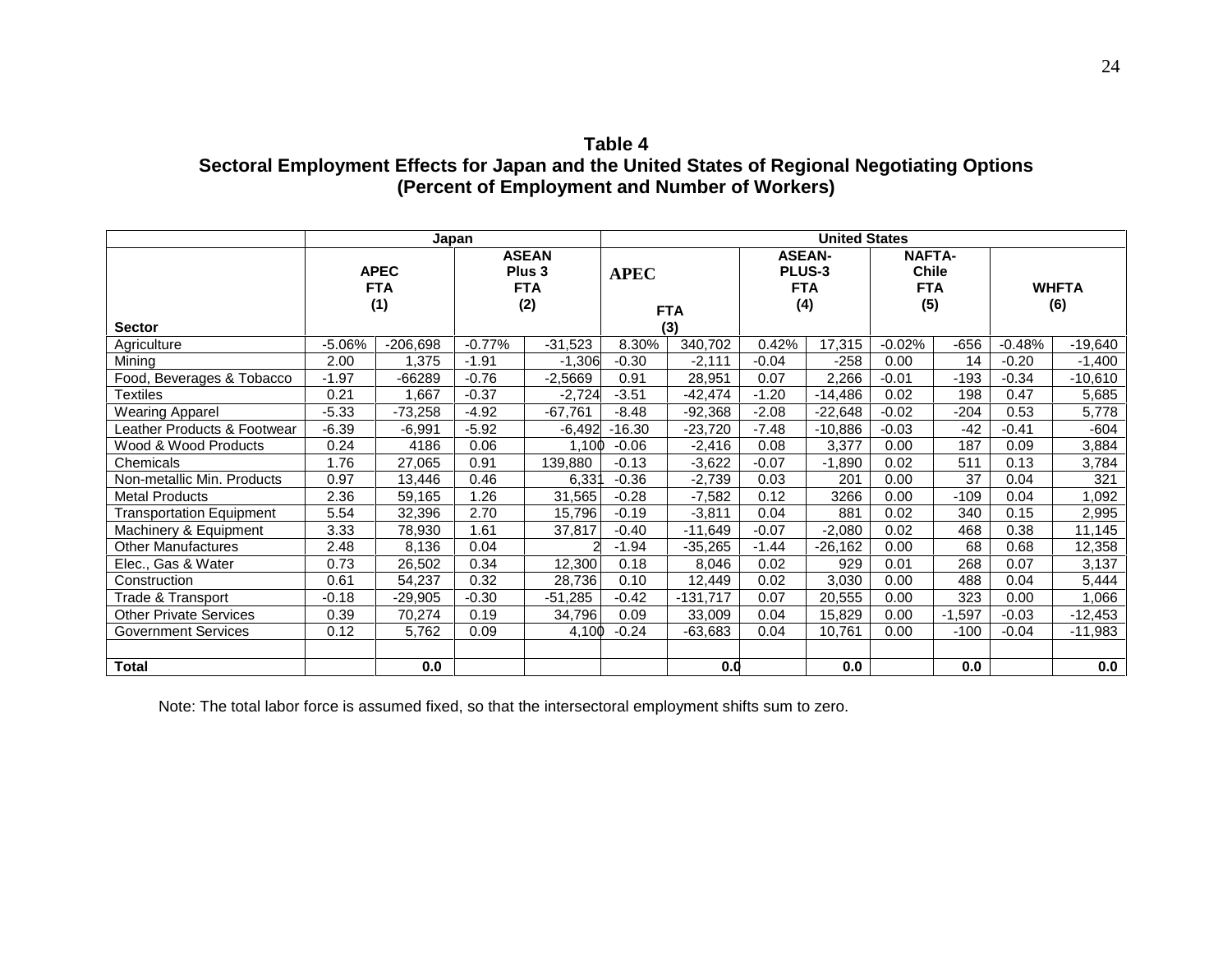**Table 4**
**Sectoral Employment Effects for Japan and the United States of Regional Negotiating Options**
**(Percent of Employment and Number of Workers)**

| | Japan | | | | United States | | | | | | | |
|---|---|---|---|---|---|---|---|---|---|---|---|---|
| Sector | APEC FTA (1) | | ASEAN Plus 3 FTA (2) | | APEC FTA (3) | | ASEAN-PLUS-3 FTA (4) | | NAFTA-Chile FTA (5) | | WHFTA (6) | |
| Agriculture | -5.06% | -206,698 | -0.77% | -31,523 | 8.30% | 340,702 | 0.42% | 17,315 | -0.02% | -656 | -0.48% | -19,640 |
| Mining | 2.00 | 1,375 | -1.91 | -1,306 | -0.30 | -2,111 | -0.04 | -258 | 0.00 | 14 | -0.20 | -1,400 |
| Food, Beverages & Tobacco | -1.97 | -66289 | -0.76 | -2,5669 | 0.91 | 28,951 | 0.07 | 2,266 | -0.01 | -193 | -0.34 | -10,610 |
| Textiles | 0.21 | 1,667 | -0.37 | -2,724 | -3.51 | -42,474 | -1.20 | -14,486 | 0.02 | 198 | 0.47 | 5,685 |
| Wearing Apparel | -5.33 | -73,258 | -4.92 | -67,761 | -8.48 | -92,368 | -2.08 | -22,648 | -0.02 | -204 | 0.53 | 5,778 |
| Leather Products & Footwear | -6.39 | -6,991 | -5.92 | -6,492 | -16.30 | -23,720 | -7.48 | -10,886 | -0.03 | -42 | -0.41 | -604 |
| Wood & Wood Products | 0.24 | 4186 | 0.06 | 1,100 | -0.06 | -2,416 | 0.08 | 3,377 | 0.00 | 187 | 0.09 | 3,884 |
| Chemicals | 1.76 | 27,065 | 0.91 | 139,880 | -0.13 | -3,622 | -0.07 | -1,890 | 0.02 | 511 | 0.13 | 3,784 |
| Non-metallic Min. Products | 0.97 | 13,446 | 0.46 | 6,331 | -0.36 | -2,739 | 0.03 | 201 | 0.00 | 37 | 0.04 | 321 |
| Metal Products | 2.36 | 59,165 | 1.26 | 31,565 | -0.28 | -7,582 | 0.12 | 3266 | 0.00 | -109 | 0.04 | 1,092 |
| Transportation Equipment | 5.54 | 32,396 | 2.70 | 15,796 | -0.19 | -3,811 | 0.04 | 881 | 0.02 | 340 | 0.15 | 2,995 |
| Machinery & Equipment | 3.33 | 78,930 | 1.61 | 37,817 | -0.40 | -11,649 | -0.07 | -2,080 | 0.02 | 468 | 0.38 | 11,145 |
| Other Manufactures | 2.48 | 8,136 | 0.04 | 2 | -1.94 | -35,265 | -1.44 | -26,162 | 0.00 | 68 | 0.68 | 12,358 |
| Elec., Gas & Water | 0.73 | 26,502 | 0.34 | 12,300 | 0.18 | 8,046 | 0.02 | 929 | 0.01 | 268 | 0.07 | 3,137 |
| Construction | 0.61 | 54,237 | 0.32 | 28,736 | 0.10 | 12,449 | 0.02 | 3,030 | 0.00 | 488 | 0.04 | 5,444 |
| Trade & Transport | -0.18 | -29,905 | -0.30 | -51,285 | -0.42 | -131,717 | 0.07 | 20,555 | 0.00 | 323 | 0.00 | 1,066 |
| Other Private Services | 0.39 | 70,274 | 0.19 | 34,796 | 0.09 | 33,009 | 0.04 | 15,829 | 0.00 | -1,597 | -0.03 | -12,453 |
| Government Services | 0.12 | 5,762 | 0.09 | 4,100 | -0.24 | -63,683 | 0.04 | 10,761 | 0.00 | -100 | -0.04 | -11,983 |
| | | | | | | | | | | | | |
| **Total** | | **0.0** | | | | **0.0** | | **0.0** | | **0.0** | | **0.0** |

Note: The total labor force is assumed fixed, so that the intersectoral employment shifts sum to zero.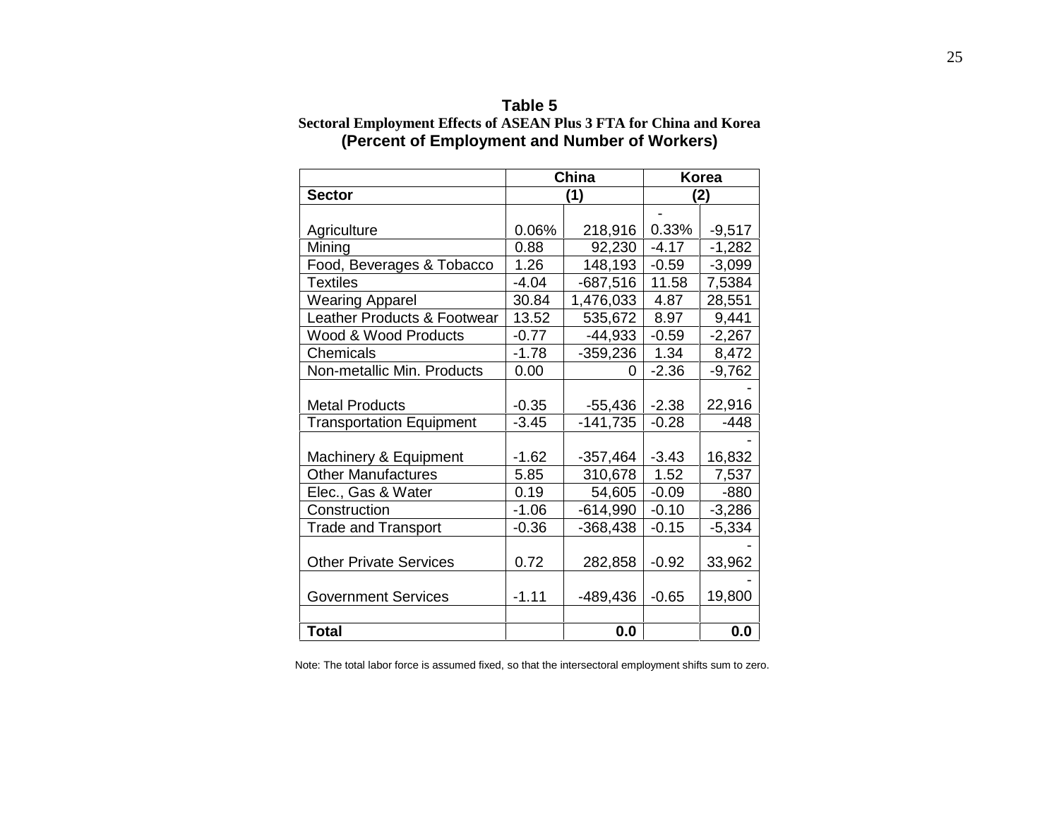**Table 5**
**Sectoral Employment Effects of ASEAN Plus 3 FTA for China and Korea**
**(Percent of Employment and Number of Workers)**

| | China | | Korea | |
|---|---|---|---|---|
| **Sector** | **(1)** | | **(2)** | |
| Agriculture | 0.06% | 218,916 | -0.33% | -9,517 |
| Mining | 0.88 | 92,230 | -4.17 | -1,282 |
| Food, Beverages & Tobacco | 1.26 | 148,193 | -0.59 | -3,099 |
| Textiles | -4.04 | -687,516 | 11.58 | 7,5384 |
| Wearing Apparel | 30.84 | 1,476,033 | 4.87 | 28,551 |
| Leather Products & Footwear | 13.52 | 535,672 | 8.97 | 9,441 |
| Wood & Wood Products | -0.77 | -44,933 | -0.59 | -2,267 |
| Chemicals | -1.78 | -359,236 | 1.34 | 8,472 |
| Non-metallic Min. Products | 0.00 | 0 | -2.36 | -9,762 |
| Metal Products | -0.35 | -55,436 | -2.38 | -22,916 |
| Transportation Equipment | -3.45 | -141,735 | -0.28 | -448 |
| Machinery & Equipment | -1.62 | -357,464 | -3.43 | -16,832 |
| Other Manufactures | 5.85 | 310,678 | 1.52 | 7,537 |
| Elec., Gas & Water | 0.19 | 54,605 | -0.09 | -880 |
| Construction | -1.06 | -614,990 | -0.10 | -3,286 |
| Trade and Transport | -0.36 | -368,438 | -0.15 | -5,334 |
| Other Private Services | 0.72 | 282,858 | -0.92 | -33,962 |
| Government Services | -1.11 | -489,436 | -0.65 | -19,800 |
| | | | | |
| **Total** | | **0.0** | | **0.0** |

Note: The total labor force is assumed fixed, so that the intersectoral employment shifts sum to zero.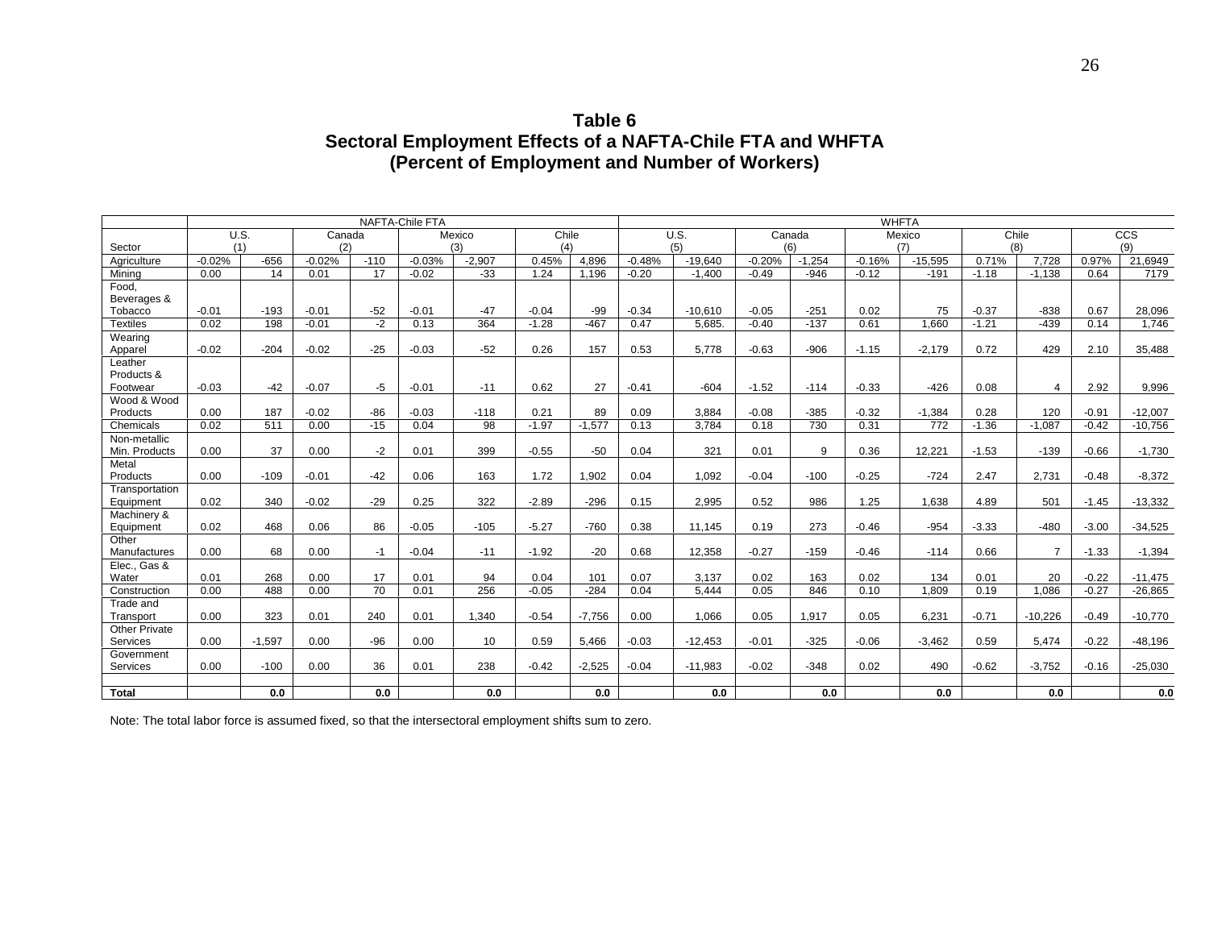## Table 6
## Sectoral Employment Effects of a NAFTA-Chile FTA and WHFTA
## (Percent of Employment and Number of Workers)

| | NAFTA-Chile FTA | | | | | | | | WHFTA | | | | | | | | | |
|---|---|---|---|---|---|---|---|---|---|---|---|---|---|---|---|---|---|---|
| | U.S. (1) | | Canada (2) | | Mexico (3) | | Chile (4) | | U.S. (5) | | Canada (6) | | Mexico (7) | | Chile (8) | | CCS (9) | |
| Sector | | | | | | | | | | | | | | | | | | |
| Agriculture | -0.02% | -656 | -0.02% | -110 | -0.03% | -2,907 | 0.45% | 4,896 | -0.48% | -19,640 | -0.20% | -1,254 | -0.16% | -15,595 | 0.71% | 7,728 | 0.97% | 21,6949 |
| Mining | 0.00 | 14 | 0.01 | 17 | -0.02 | -33 | 1.24 | 1,196 | -0.20 | -1,400 | -0.49 | -946 | -0.12 | -191 | -1.18 | -1,138 | 0.64 | 7179 |
| Food, Beverages & Tobacco | -0.01 | -193 | -0.01 | -52 | -0.01 | -47 | -0.04 | -99 | -0.34 | -10,610 | -0.05 | -251 | 0.02 | 75 | -0.37 | -838 | 0.67 | 28,096 |
| Textiles | 0.02 | 198 | -0.01 | -2 | 0.13 | 364 | -1.28 | -467 | 0.47 | 5,685. | -0.40 | -137 | 0.61 | 1,660 | -1.21 | -439 | 0.14 | 1,746 |
| Wearing Apparel | -0.02 | -204 | -0.02 | -25 | -0.03 | -52 | 0.26 | 157 | 0.53 | 5,778 | -0.63 | -906 | -1.15 | -2,179 | 0.72 | 429 | 2.10 | 35,488 |
| Leather Products & Footwear | -0.03 | -42 | -0.07 | -5 | -0.01 | -11 | 0.62 | 27 | -0.41 | -604 | -1.52 | -114 | -0.33 | -426 | 0.08 | 4 | 2.92 | 9,996 |
| Wood & Wood Products | 0.00 | 187 | -0.02 | -86 | -0.03 | -118 | 0.21 | 89 | 0.09 | 3,884 | -0.08 | -385 | -0.32 | -1,384 | 0.28 | 120 | -0.91 | -12,007 |
| Chemicals | 0.02 | 511 | 0.00 | -15 | 0.04 | 98 | -1.97 | -1,577 | 0.13 | 3,784 | 0.18 | 730 | 0.31 | 772 | -1.36 | -1,087 | -0.42 | -10,756 |
| Non-metallic Min. Products | 0.00 | 37 | 0.00 | -2 | 0.01 | 399 | -0.55 | -50 | 0.04 | 321 | 0.01 | 9 | 0.36 | 12,221 | -1.53 | -139 | -0.66 | -1,730 |
| Metal Products | 0.00 | -109 | -0.01 | -42 | 0.06 | 163 | 1.72 | 1,902 | 0.04 | 1,092 | -0.04 | -100 | -0.25 | -724 | 2.47 | 2,731 | -0.48 | -8,372 |
| Transportation Equipment | 0.02 | 340 | -0.02 | -29 | 0.25 | 322 | -2.89 | -296 | 0.15 | 2,995 | 0.52 | 986 | 1.25 | 1,638 | 4.89 | 501 | -1.45 | -13,332 |
| Machinery & Equipment | 0.02 | 468 | 0.06 | 86 | -0.05 | -105 | -5.27 | -760 | 0.38 | 11,145 | 0.19 | 273 | -0.46 | -954 | -3.33 | -480 | -3.00 | -34,525 |
| Other Manufactures | 0.00 | 68 | 0.00 | -1 | -0.04 | -11 | -1.92 | -20 | 0.68 | 12,358 | -0.27 | -159 | -0.46 | -114 | 0.66 | 7 | -1.33 | -1,394 |
| Elec., Gas & Water | 0.01 | 268 | 0.00 | 17 | 0.01 | 94 | 0.04 | 101 | 0.07 | 3,137 | 0.02 | 163 | 0.02 | 134 | 0.01 | 20 | -0.22 | -11,475 |
| Construction | 0.00 | 488 | 0.00 | 70 | 0.01 | 256 | -0.05 | -284 | 0.04 | 5,444 | 0.05 | 846 | 0.10 | 1,809 | 0.19 | 1,086 | -0.27 | -26,865 |
| Trade and Transport | 0.00 | 323 | 0.01 | 240 | 0.01 | 1,340 | -0.54 | -7,756 | 0.00 | 1,066 | 0.05 | 1,917 | 0.05 | 6,231 | -0.71 | -10,226 | -0.49 | -10,770 |
| Other Private Services | 0.00 | -1,597 | 0.00 | -96 | 0.00 | 10 | 0.59 | 5,466 | -0.03 | -12,453 | -0.01 | -325 | -0.06 | -3,462 | 0.59 | 5,474 | -0.22 | -48,196 |
| Government Services | 0.00 | -100 | 0.00 | 36 | 0.01 | 238 | -0.42 | -2,525 | -0.04 | -11,983 | -0.02 | -348 | 0.02 | 490 | -0.62 | -3,752 | -0.16 | -25,030 |
| **Total** | | **0.0** | | **0.0** | | **0.0** | | **0.0** | | **0.0** | | **0.0** | | **0.0** | | **0.0** | | **0.0** |

Note: The total labor force is assumed fixed, so that the intersectoral employment shifts sum to zero.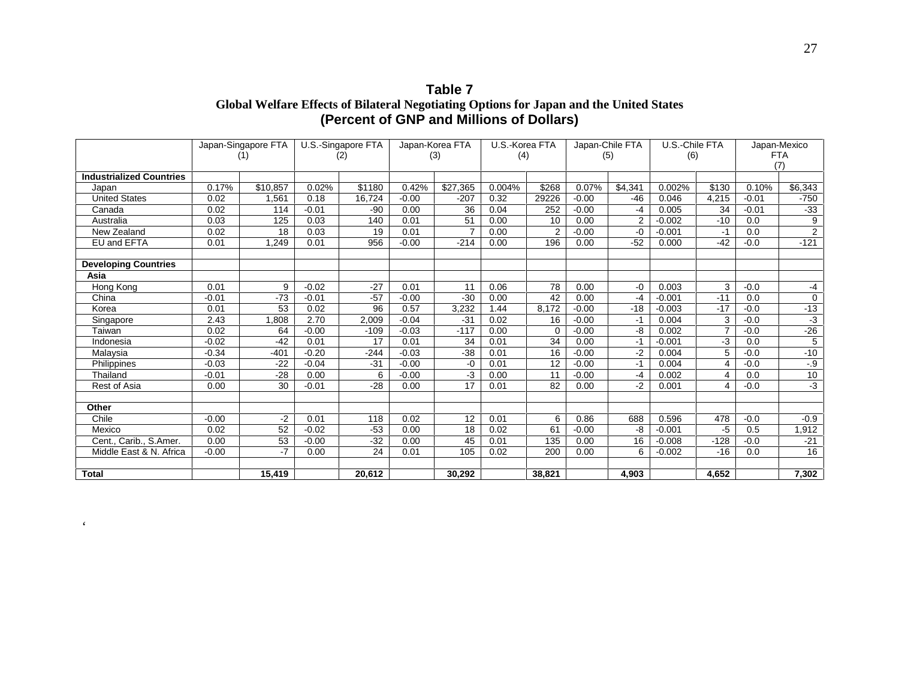**Table 7**

**Global Welfare Effects of Bilateral Negotiating Options for Japan and the United States**

**(Percent of GNP and Millions of Dollars)**

| | Japan-Singapore FTA (1) | | U.S.-Singapore FTA (2) | | Japan-Korea FTA (3) | | U.S.-Korea FTA (4) | | Japan-Chile FTA (5) | | U.S.-Chile FTA (6) | | Japan-Mexico FTA (7) | |
|---|---|---|---|---|---|---|---|---|---|---|---|---|---|---|
| **Industrialized Countries** | | | | | | | | | | | | | | |
| Japan | 0.17% | $10,857 | 0.02% | $1180 | 0.42% | $27,365 | 0.004% | $268 | 0.07% | $4,341 | 0.002% | $130 | 0.10% | $6,343 |
| United States | 0.02 | 1,561 | 0.18 | 16,724 | -0.00 | -207 | 0.32 | 29226 | -0.00 | -46 | 0.046 | 4,215 | -0.01 | -750 |
| Canada | 0.02 | 114 | -0.01 | -90 | 0.00 | 36 | 0.04 | 252 | -0.00 | -4 | 0.005 | 34 | -0.01 | -33 |
| Australia | 0.03 | 125 | 0.03 | 140 | 0.01 | 51 | 0.00 | 10 | 0.00 | 2 | -0.002 | -10 | 0.0 | 9 |
| New Zealand | 0.02 | 18 | 0.03 | 19 | 0.01 | 7 | 0.00 | 2 | -0.00 | -0 | -0.001 | -1 | 0.0 | 2 |
| EU and EFTA | 0.01 | 1,249 | 0.01 | 956 | -0.00 | -214 | 0.00 | 196 | 0.00 | -52 | 0.000 | -42 | -0.0 | -121 |
| | | | | | | | | | | | | | | |
| **Developing Countries** | | | | | | | | | | | | | | |
| **Asia** | | | | | | | | | | | | | | |
| Hong Kong | 0.01 | 9 | -0.02 | -27 | 0.01 | 11 | 0.06 | 78 | 0.00 | -0 | 0.003 | 3 | -0.0 | -4 |
| China | -0.01 | -73 | -0.01 | -57 | -0.00 | -30 | 0.00 | 42 | 0.00 | -4 | -0.001 | -11 | 0.0 | 0 |
| Korea | 0.01 | 53 | 0.02 | 96 | 0.57 | 3,232 | 1.44 | 8,172 | -0.00 | -18 | -0.003 | -17 | -0.0 | -13 |
| Singapore | 2.43 | 1,808 | 2.70 | 2,009 | -0.04 | -31 | 0.02 | 16 | -0.00 | -1 | 0.004 | 3 | -0.0 | -3 |
| Taiwan | 0.02 | 64 | -0.00 | -109 | -0.03 | -117 | 0.00 | 0 | -0.00 | -8 | 0.002 | 7 | -0.0 | -26 |
| Indonesia | -0.02 | -42 | 0.01 | 17 | 0.01 | 34 | 0.01 | 34 | 0.00 | -1 | -0.001 | -3 | 0.0 | 5 |
| Malaysia | -0.34 | -401 | -0.20 | -244 | -0.03 | -38 | 0.01 | 16 | -0.00 | -2 | 0.004 | 5 | -0.0 | -10 |
| Philippines | -0.03 | -22 | -0.04 | -31 | -0.00 | -0 | 0.01 | 12 | -0.00 | -1 | 0.004 | 4 | -0.0 | -.9 |
| Thailand | -0.01 | -28 | 0.00 | 6 | -0.00 | -3 | 0.00 | 11 | -0.00 | -4 | 0.002 | 4 | 0.0 | 10 |
| Rest of Asia | 0.00 | 30 | -0.01 | -28 | 0.00 | 17 | 0.01 | 82 | 0.00 | -2 | 0.001 | 4 | -0.0 | -3 |
| | | | | | | | | | | | | | | |
| **Other** | | | | | | | | | | | | | | |
| Chile | -0.00 | -2 | 0.01 | 118 | 0.02 | 12 | 0.01 | 6 | 0.86 | 688 | 0.596 | 478 | -0.0 | -0.9 |
| Mexico | 0.02 | 52 | -0.02 | -53 | 0.00 | 18 | 0.02 | 61 | -0.00 | -8 | -0.001 | -5 | 0.5 | 1,912 |
| Cent., Carib., S.Amer. | 0.00 | 53 | -0.00 | -32 | 0.00 | 45 | 0.01 | 135 | 0.00 | 16 | -0.008 | -128 | -0.0 | -21 |
| Middle East & N. Africa | -0.00 | -7 | 0.00 | 24 | 0.01 | 105 | 0.02 | 200 | 0.00 | 6 | -0.002 | -16 | 0.0 | 16 |
| | | | | | | | | | | | | | | |
| **Total** | | **15,419** | | **20,612** | | **30,292** | | **38,821** | | **4,903** | | **4,652** | | **7,302** |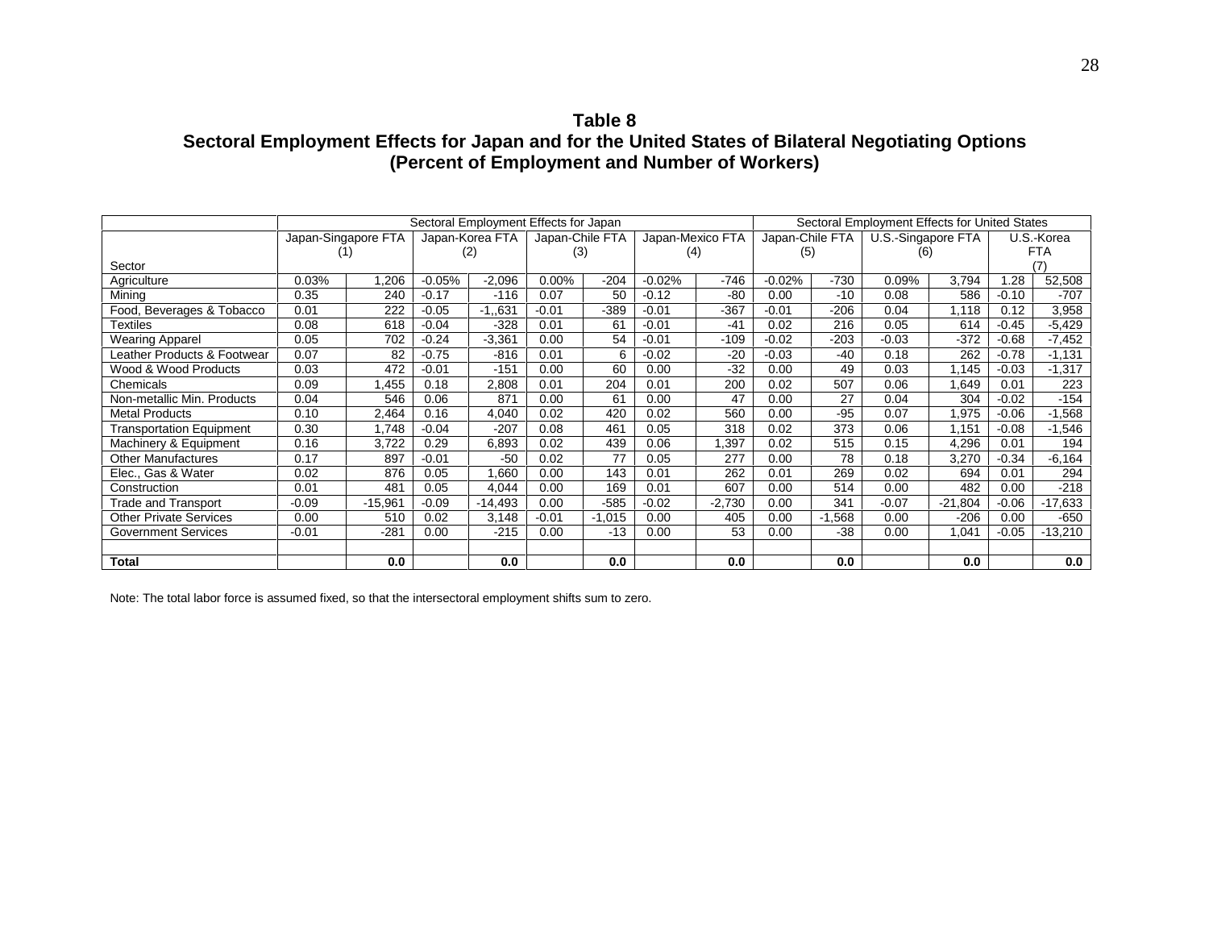# Table 8
## Sectoral Employment Effects for Japan and for the United States of Bilateral Negotiating Options
### (Percent of Employment and Number of Workers)

| | Sectoral Employment Effects for Japan | | | | | | | | Sectoral Employment Effects for United States | | | | | |
|---|---|---|---|---|---|---|---|---|---|---|---|---|---|---|
| | Japan-Singapore FTA (1) | | Japan-Korea FTA (2) | | Japan-Chile FTA (3) | | Japan-Mexico FTA (4) | | Japan-Chile FTA (5) | | U.S.-Singapore FTA (6) | | U.S.-Korea FTA (7) | |
| Sector | | | | | | | | | | | | | | |
| Agriculture | 0.03% | 1,206 | -0.05% | -2,096 | 0.00% | -204 | -0.02% | -746 | -0.02% | -730 | 0.09% | 3,794 | 1.28 | 52,508 |
| Mining | 0.35 | 240 | -0.17 | -116 | 0.07 | 50 | -0.12 | -80 | 0.00 | -10 | 0.08 | 586 | -0.10 | -707 |
| Food, Beverages & Tobacco | 0.01 | 222 | -0.05 | -1,,631 | -0.01 | -389 | -0.01 | -367 | -0.01 | -206 | 0.04 | 1,118 | 0.12 | 3,958 |
| Textiles | 0.08 | 618 | -0.04 | -328 | 0.01 | 61 | -0.01 | -41 | 0.02 | 216 | 0.05 | 614 | -0.45 | -5,429 |
| Wearing Apparel | 0.05 | 702 | -0.24 | -3,361 | 0.00 | 54 | -0.01 | -109 | -0.02 | -203 | -0.03 | -372 | -0.68 | -7,452 |
| Leather Products & Footwear | 0.07 | 82 | -0.75 | -816 | 0.01 | 6 | -0.02 | -20 | -0.03 | -40 | 0.18 | 262 | -0.78 | -1,131 |
| Wood & Wood Products | 0.03 | 472 | -0.01 | -151 | 0.00 | 60 | 0.00 | -32 | 0.00 | 49 | 0.03 | 1,145 | -0.03 | -1,317 |
| Chemicals | 0.09 | 1,455 | 0.18 | 2,808 | 0.01 | 204 | 0.01 | 200 | 0.02 | 507 | 0.06 | 1,649 | 0.01 | 223 |
| Non-metallic Min. Products | 0.04 | 546 | 0.06 | 871 | 0.00 | 61 | 0.00 | 47 | 0.00 | 27 | 0.04 | 304 | -0.02 | -154 |
| Metal Products | 0.10 | 2,464 | 0.16 | 4,040 | 0.02 | 420 | 0.02 | 560 | 0.00 | -95 | 0.07 | 1,975 | -0.06 | -1,568 |
| Transportation Equipment | 0.30 | 1,748 | -0.04 | -207 | 0.08 | 461 | 0.05 | 318 | 0.02 | 373 | 0.06 | 1,151 | -0.08 | -1,546 |
| Machinery & Equipment | 0.16 | 3,722 | 0.29 | 6,893 | 0.02 | 439 | 0.06 | 1,397 | 0.02 | 515 | 0.15 | 4,296 | 0.01 | 194 |
| Other Manufactures | 0.17 | 897 | -0.01 | -50 | 0.02 | 77 | 0.05 | 277 | 0.00 | 78 | 0.18 | 3,270 | -0.34 | -6,164 |
| Elec., Gas & Water | 0.02 | 876 | 0.05 | 1,660 | 0.00 | 143 | 0.01 | 262 | 0.01 | 269 | 0.02 | 694 | 0.01 | 294 |
| Construction | 0.01 | 481 | 0.05 | 4,044 | 0.00 | 169 | 0.01 | 607 | 0.00 | 514 | 0.00 | 482 | 0.00 | -218 |
| Trade and Transport | -0.09 | -15,961 | -0.09 | -14,493 | 0.00 | -585 | -0.02 | -2,730 | 0.00 | 341 | -0.07 | -21,804 | -0.06 | -17,633 |
| Other Private Services | 0.00 | 510 | 0.02 | 3,148 | -0.01 | -1,015 | 0.00 | 405 | 0.00 | -1,568 | 0.00 | -206 | 0.00 | -650 |
| Government Services | -0.01 | -281 | 0.00 | -215 | 0.00 | -13 | 0.00 | 53 | 0.00 | -38 | 0.00 | 1,041 | -0.05 | -13,210 |
| | | | | | | | | | | | | | | |
| **Total** | | **0.0** | | **0.0** | | **0.0** | | **0.0** | | **0.0** | | **0.0** | | **0.0** |

Note: The total labor force is assumed fixed, so that the intersectoral employment shifts sum to zero.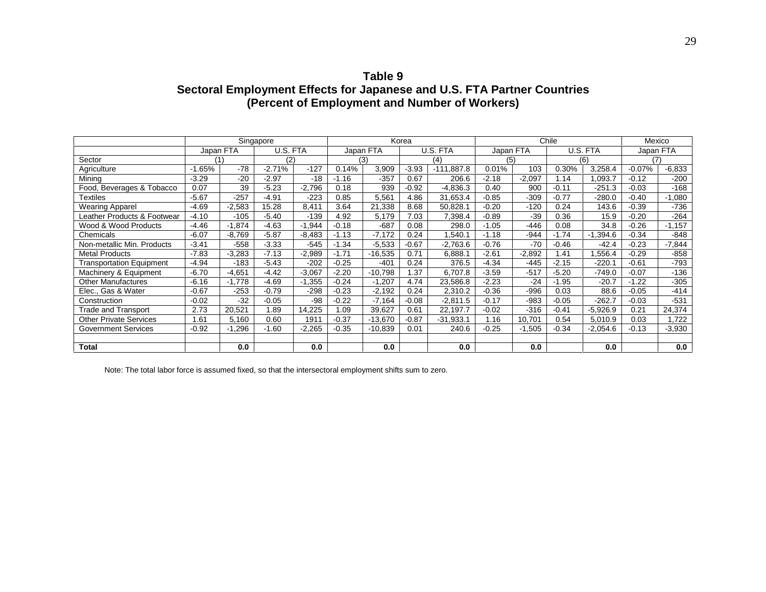**Table 9**
**Sectoral Employment Effects for Japanese and U.S. FTA Partner Countries**
**(Percent of Employment and Number of Workers)**

| | Singapore | | | | Korea | | | | Chile | | | | Mexico | |
|---|---|---|---|---|---|---|---|---|---|---|---|---|---|---|
| | Japan FTA | | U.S. FTA | | Japan FTA | | U.S. FTA | | Japan FTA | | U.S. FTA | | Japan FTA | |
| Sector | (1) | | (2) | | (3) | | (4) | | (5) | | (6) | | (7) | |
| Agriculture | -1.65% | -78 | -2.71% | -127 | 0.14% | 3,909 | -3.93 | -111,887.8 | 0.01% | 103 | 0.30% | 3,258.4 | -0.07% | -6,833 |
| Mining | -3.29 | -20 | -2.97 | -18 | -1.16 | -357 | 0.67 | 206.6 | -2.18 | -2,097 | 1.14 | 1,093.7 | -0.12 | -200 |
| Food, Beverages & Tobacco | 0.07 | 39 | -5.23 | -2,796 | 0.18 | 939 | -0.92 | -4,836.3 | 0.40 | 900 | -0.11 | -251.3 | -0.03 | -168 |
| Textiles | -5.67 | -257 | -4.91 | -223 | 0.85 | 5,561 | 4.86 | 31,653.4 | -0.85 | -309 | -0.77 | -280.0 | -0.40 | -1,080 |
| Wearing Apparel | -4.69 | -2,583 | 15.28 | 8,411 | 3.64 | 21,338 | 8.68 | 50,828.1 | -0.20 | -120 | 0.24 | 143.6 | -0.39 | -736 |
| Leather Products & Footwear | -4.10 | -105 | -5.40 | -139 | 4.92 | 5,179 | 7.03 | 7,398.4 | -0.89 | -39 | 0.36 | 15.9 | -0.20 | -264 |
| Wood & Wood Products | -4.46 | -1,874 | -4.63 | -1,944 | -0.18 | -687 | 0.08 | 298.0 | -1.05 | -446 | 0.08 | 34.8 | -0.26 | -1,157 |
| Chemicals | -6.07 | -8,769 | -5.87 | -8,483 | -1.13 | -7,172 | 0.24 | 1,540.1 | -1.18 | -944 | -1.74 | -1,394.6 | -0.34 | -848 |
| Non-metallic Min. Products | -3.41 | -558 | -3.33 | -545 | -1.34 | -5,533 | -0.67 | -2,763.6 | -0.76 | -70 | -0.46 | -42.4 | -0.23 | -7,844 |
| Metal Products | -7.83 | -3,283 | -7.13 | -2,989 | -1.71 | -16,535 | 0.71 | 6,888.1 | -2.61 | -2,892 | 1.41 | 1,556.4 | -0.29 | -858 |
| Transportation Equipment | -4.94 | -183 | -5.43 | -202 | -0.25 | -401 | 0.24 | 376.5 | -4.34 | -445 | -2.15 | -220.1 | -0.61 | -793 |
| Machinery & Equipment | -6.70 | -4,651 | -4.42 | -3,067 | -2.20 | -10,798 | 1.37 | 6,707.8 | -3.59 | -517 | -5.20 | -749.0 | -0.07 | -136 |
| Other Manufactures | -6.16 | -1,778 | -4.69 | -1,355 | -0.24 | -1,207 | 4.74 | 23,586.8 | -2.23 | -24 | -1.95 | -20.7 | -1.22 | -305 |
| Elec., Gas & Water | -0.67 | -253 | -0.79 | -298 | -0.23 | -2,192 | 0.24 | 2,310.2 | -0.36 | -996 | 0.03 | 88.6 | -0.05 | -414 |
| Construction | -0.02 | -32 | -0.05 | -98 | -0.22 | -7,164 | -0.08 | -2,811.5 | -0.17 | -983 | -0.05 | -262.7 | -0.03 | -531 |
| Trade and Transport | 2.73 | 20,521 | 1.89 | 14,225 | 1.09 | 39,627 | 0.61 | 22,197.7 | -0.02 | -316 | -0.41 | -5,926.9 | 0.21 | 24,374 |
| Other Private Services | 1.61 | 5,160 | 0.60 | 1911 | -0.37 | -13,670 | -0.87 | -31,933.1 | 1.16 | 10,701 | 0.54 | 5,010.9 | 0.03 | 1,722 |
| Government Services | -0.92 | -1,296 | -1.60 | -2,265 | -0.35 | -10,839 | 0.01 | 240.6 | -0.25 | -1,505 | -0.34 | -2,054.6 | -0.13 | -3,930 |
| | | | | | | | | | | | | | | |
| **Total** | | **0.0** | | **0.0** | | **0.0** | | **0.0** | | **0.0** | | **0.0** | | **0.0** |

Note: The total labor force is assumed fixed, so that the intersectoral employment shifts sum to zero.